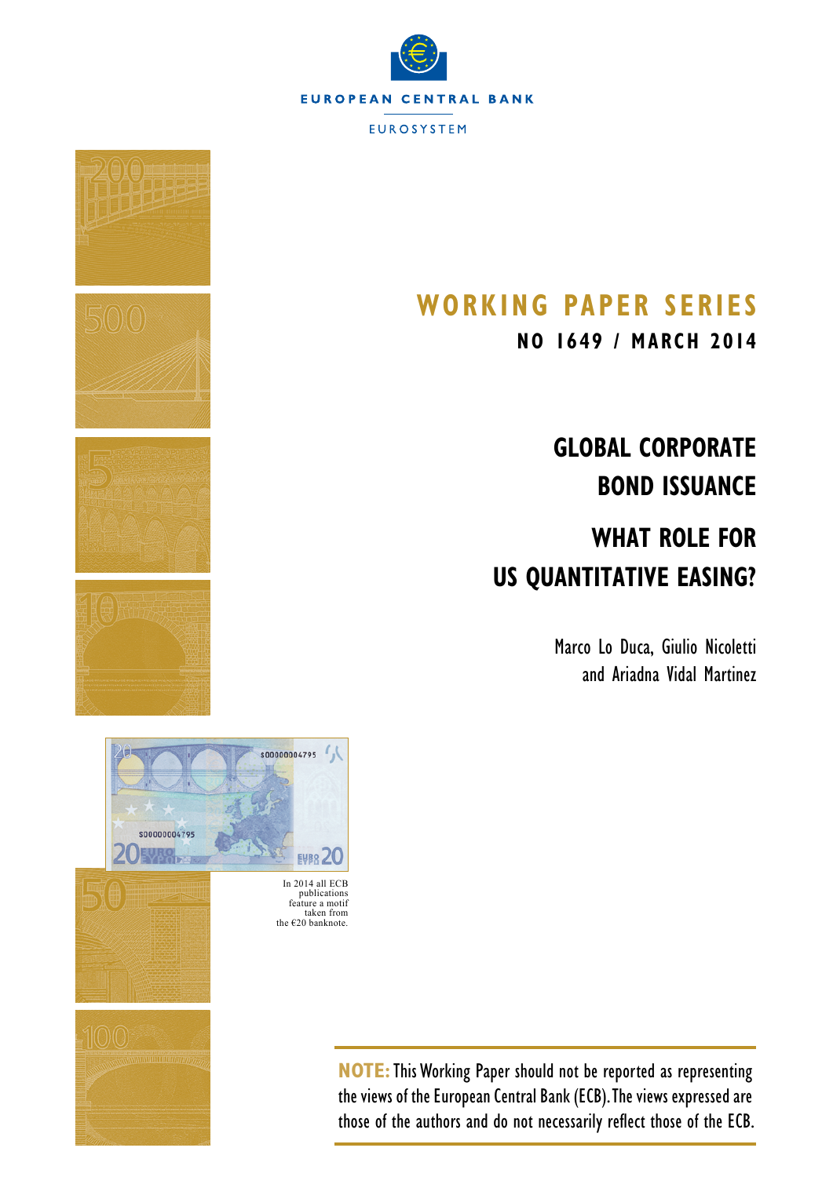EUROPEAN CENTRAL BANK

EUROSYSTEM

# WORKING PAPER SERIES

**NO 1649 / MARCH 2014**

# GLOBAL CORPORATE BOND ISSUANCE

# WHAT ROLE FOR US QUANTITATIVE EASING?

Marco Lo Duca, Giulio Nicoletti and Ariadna Vidal Martinez

In 2014 all ECB publications feature a motif taken from the €20 banknote.

**NOTE:** This Working Paper should not be reported as representing the views of the European Central Bank (ECB). The views expressed are those of the authors and do not necessarily reflect those of the ECB.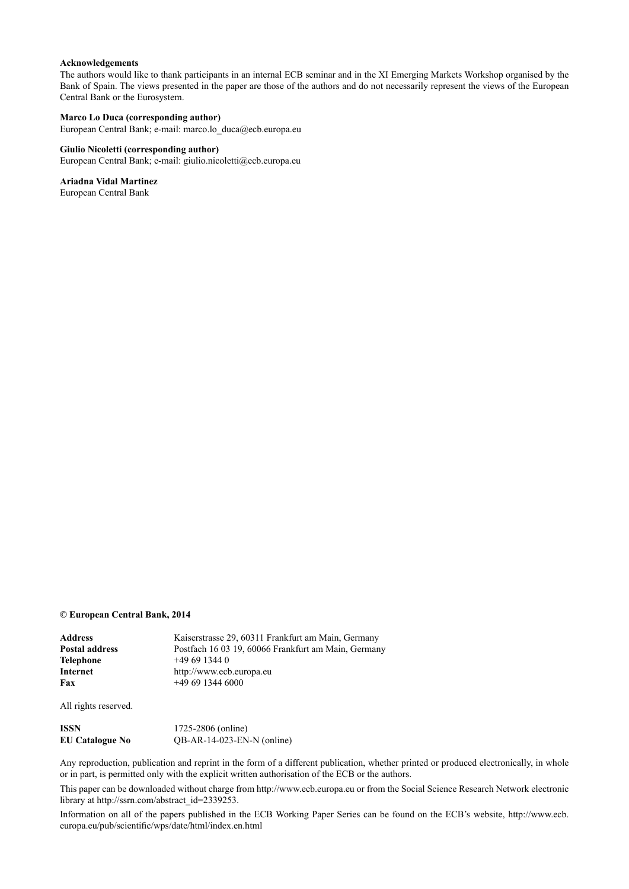**Acknowledgements**

The authors would like to thank participants in an internal ECB seminar and in the XI Emerging Markets Workshop organised by the Bank of Spain. The views presented in the paper are those of the authors and do not necessarily represent the views of the European Central Bank or the Eurosystem.

**Marco Lo Duca (corresponding author)**
European Central Bank; e-mail: marco.lo_duca@ecb.europa.eu

**Giulio Nicoletti (corresponding author)**
European Central Bank; e-mail: giulio.nicoletti@ecb.europa.eu

**Ariadna Vidal Martinez**
European Central Bank

**© European Central Bank, 2014**

| | |
|---|---|
| **Address** | Kaiserstrasse 29, 60311 Frankfurt am Main, Germany |
| **Postal address** | Postfach 16 03 19, 60066 Frankfurt am Main, Germany |
| **Telephone** | +49 69 1344 0 |
| **Internet** | http://www.ecb.europa.eu |
| **Fax** | +49 69 1344 6000 |

All rights reserved.

| | |
|---|---|
| **ISSN** | 1725-2806 (online) |
| **EU Catalogue No** | QB-AR-14-023-EN-N (online) |

Any reproduction, publication and reprint in the form of a different publication, whether printed or produced electronically, in whole or in part, is permitted only with the explicit written authorisation of the ECB or the authors.

This paper can be downloaded without charge from http://www.ecb.europa.eu or from the Social Science Research Network electronic library at http://ssrn.com/abstract_id=2339253.

Information on all of the papers published in the ECB Working Paper Series can be found on the ECB's website, http://www.ecb.europa.eu/pub/scientific/wps/date/html/index.en.html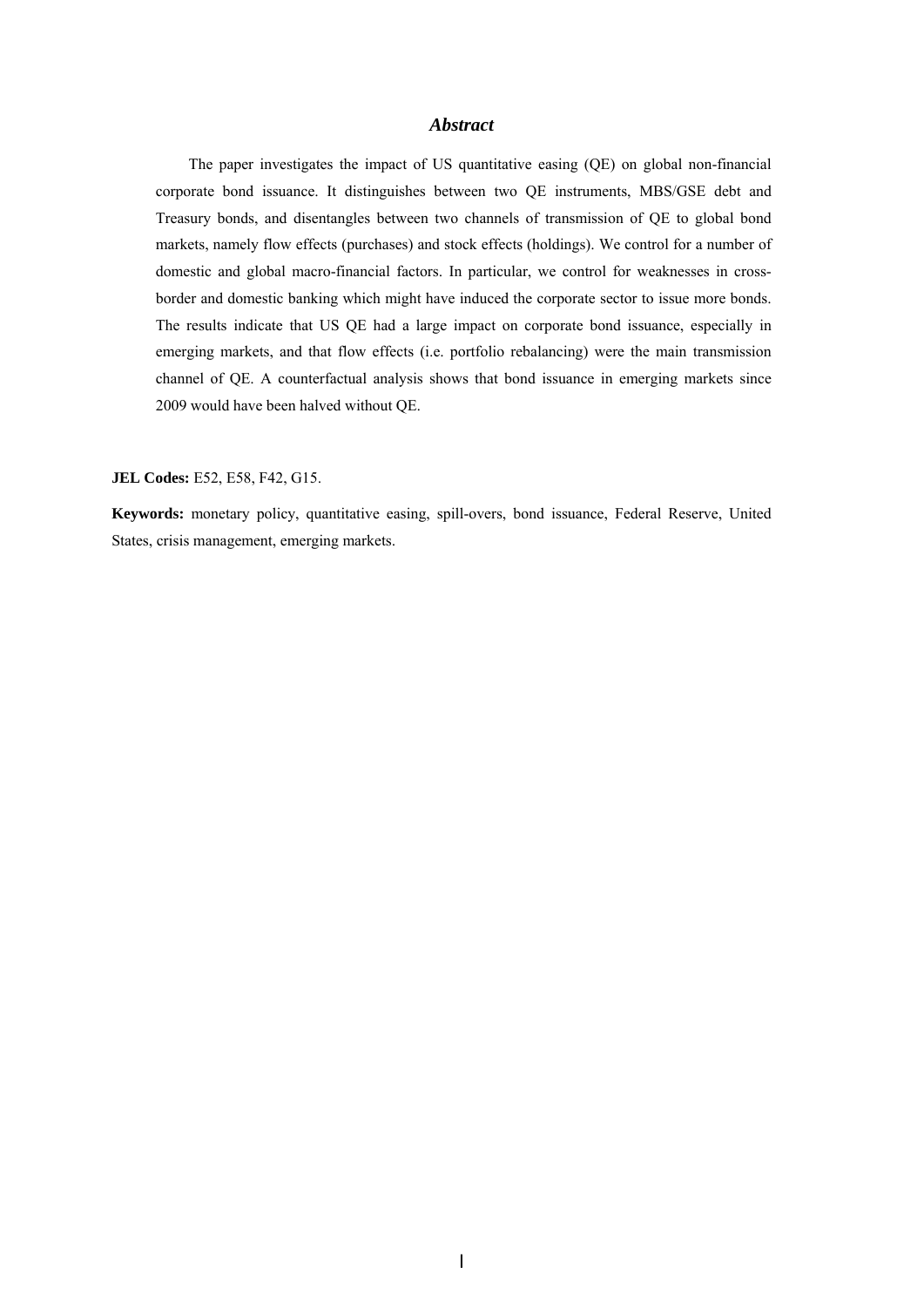## *Abstract*

The paper investigates the impact of US quantitative easing (QE) on global non-financial corporate bond issuance. It distinguishes between two QE instruments, MBS/GSE debt and Treasury bonds, and disentangles between two channels of transmission of QE to global bond markets, namely flow effects (purchases) and stock effects (holdings). We control for a number of domestic and global macro-financial factors. In particular, we control for weaknesses in cross-border and domestic banking which might have induced the corporate sector to issue more bonds. The results indicate that US QE had a large impact on corporate bond issuance, especially in emerging markets, and that flow effects (i.e. portfolio rebalancing) were the main transmission channel of QE. A counterfactual analysis shows that bond issuance in emerging markets since 2009 would have been halved without QE.

**JEL Codes:** E52, E58, F42, G15.

**Keywords:** monetary policy, quantitative easing, spill-overs, bond issuance, Federal Reserve, United States, crisis management, emerging markets.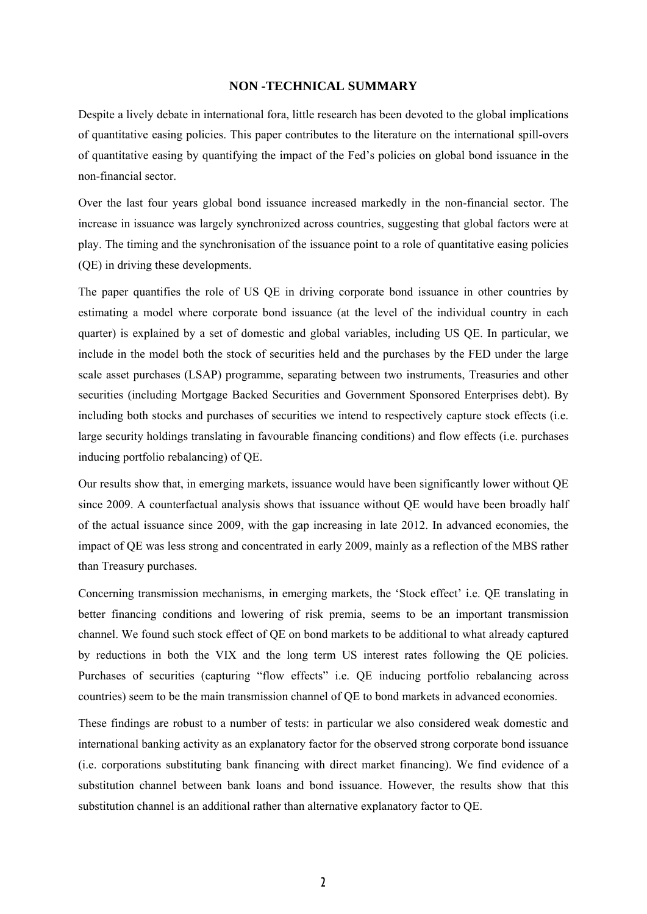## NON -TECHNICAL SUMMARY

Despite a lively debate in international fora, little research has been devoted to the global implications of quantitative easing policies. This paper contributes to the literature on the international spill-overs of quantitative easing by quantifying the impact of the Fed's policies on global bond issuance in the non-financial sector.

Over the last four years global bond issuance increased markedly in the non-financial sector. The increase in issuance was largely synchronized across countries, suggesting that global factors were at play. The timing and the synchronisation of the issuance point to a role of quantitative easing policies (QE) in driving these developments.

The paper quantifies the role of US QE in driving corporate bond issuance in other countries by estimating a model where corporate bond issuance (at the level of the individual country in each quarter) is explained by a set of domestic and global variables, including US QE. In particular, we include in the model both the stock of securities held and the purchases by the FED under the large scale asset purchases (LSAP) programme, separating between two instruments, Treasuries and other securities (including Mortgage Backed Securities and Government Sponsored Enterprises debt). By including both stocks and purchases of securities we intend to respectively capture stock effects (i.e. large security holdings translating in favourable financing conditions) and flow effects (i.e. purchases inducing portfolio rebalancing) of QE.

Our results show that, in emerging markets, issuance would have been significantly lower without QE since 2009. A counterfactual analysis shows that issuance without QE would have been broadly half of the actual issuance since 2009, with the gap increasing in late 2012. In advanced economies, the impact of QE was less strong and concentrated in early 2009, mainly as a reflection of the MBS rather than Treasury purchases.

Concerning transmission mechanisms, in emerging markets, the 'Stock effect' i.e. QE translating in better financing conditions and lowering of risk premia, seems to be an important transmission channel. We found such stock effect of QE on bond markets to be additional to what already captured by reductions in both the VIX and the long term US interest rates following the QE policies. Purchases of securities (capturing "flow effects" i.e. QE inducing portfolio rebalancing across countries) seem to be the main transmission channel of QE to bond markets in advanced economies.

These findings are robust to a number of tests: in particular we also considered weak domestic and international banking activity as an explanatory factor for the observed strong corporate bond issuance (i.e. corporations substituting bank financing with direct market financing). We find evidence of a substitution channel between bank loans and bond issuance. However, the results show that this substitution channel is an additional rather than alternative explanatory factor to QE.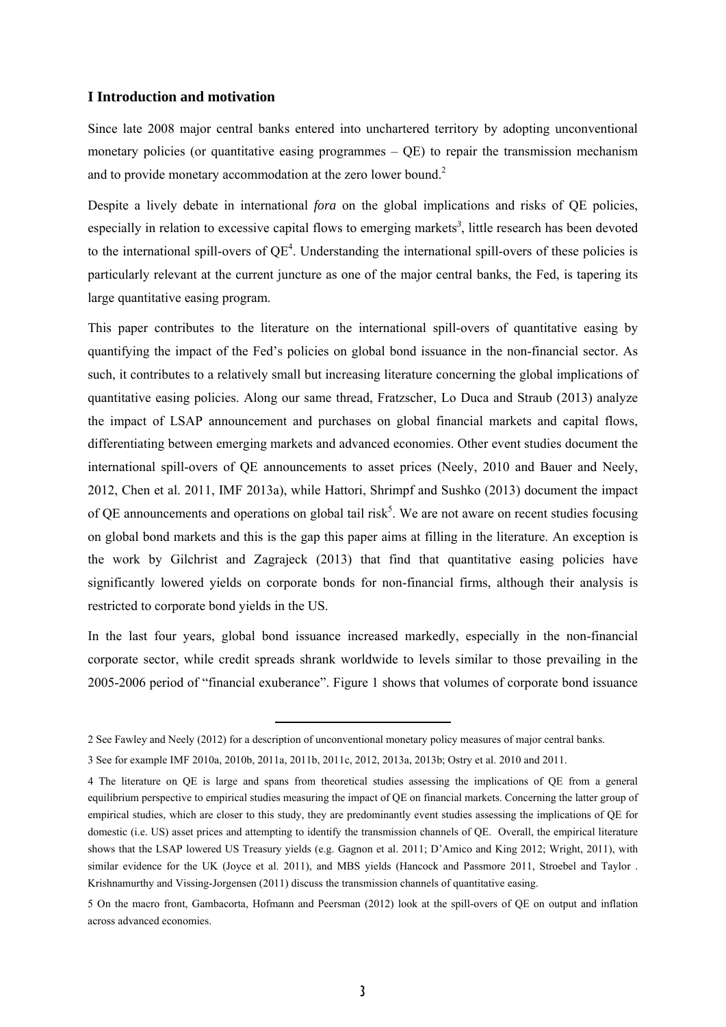## I Introduction and motivation

Since late 2008 major central banks entered into unchartered territory by adopting unconventional monetary policies (or quantitative easing programmes – QE) to repair the transmission mechanism and to provide monetary accommodation at the zero lower bound.[2]

Despite a lively debate in international *fora* on the global implications and risks of QE policies, especially in relation to excessive capital flows to emerging markets[3], little research has been devoted to the international spill-overs of QE[4]. Understanding the international spill-overs of these policies is particularly relevant at the current juncture as one of the major central banks, the Fed, is tapering its large quantitative easing program.

This paper contributes to the literature on the international spill-overs of quantitative easing by quantifying the impact of the Fed's policies on global bond issuance in the non-financial sector. As such, it contributes to a relatively small but increasing literature concerning the global implications of quantitative easing policies. Along our same thread, Fratzscher, Lo Duca and Straub (2013) analyze the impact of LSAP announcement and purchases on global financial markets and capital flows, differentiating between emerging markets and advanced economies. Other event studies document the international spill-overs of QE announcements to asset prices (Neely, 2010 and Bauer and Neely, 2012, Chen et al. 2011, IMF 2013a), while Hattori, Shrimpf and Sushko (2013) document the impact of QE announcements and operations on global tail risk[5]. We are not aware on recent studies focusing on global bond markets and this is the gap this paper aims at filling in the literature. An exception is the work by Gilchrist and Zagrajeck (2013) that find that quantitative easing policies have significantly lowered yields on corporate bonds for non-financial firms, although their analysis is restricted to corporate bond yields in the US.

In the last four years, global bond issuance increased markedly, especially in the non-financial corporate sector, while credit spreads shrank worldwide to levels similar to those prevailing in the 2005-2006 period of "financial exuberance". Figure 1 shows that volumes of corporate bond issuance

---

2 See Fawley and Neely (2012) for a description of unconventional monetary policy measures of major central banks.

3 See for example IMF 2010a, 2010b, 2011a, 2011b, 2011c, 2012, 2013a, 2013b; Ostry et al. 2010 and 2011.

4 The literature on QE is large and spans from theoretical studies assessing the implications of QE from a general equilibrium perspective to empirical studies measuring the impact of QE on financial markets. Concerning the latter group of empirical studies, which are closer to this study, they are predominantly event studies assessing the implications of QE for domestic (i.e. US) asset prices and attempting to identify the transmission channels of QE. Overall, the empirical literature shows that the LSAP lowered US Treasury yields (e.g. Gagnon et al. 2011; D'Amico and King 2012; Wright, 2011), with similar evidence for the UK (Joyce et al. 2011), and MBS yields (Hancock and Passmore 2011, Stroebel and Taylor . Krishnamurthy and Vissing-Jorgensen (2011) discuss the transmission channels of quantitative easing.

5 On the macro front, Gambacorta, Hofmann and Peersman (2012) look at the spill-overs of QE on output and inflation across advanced economies.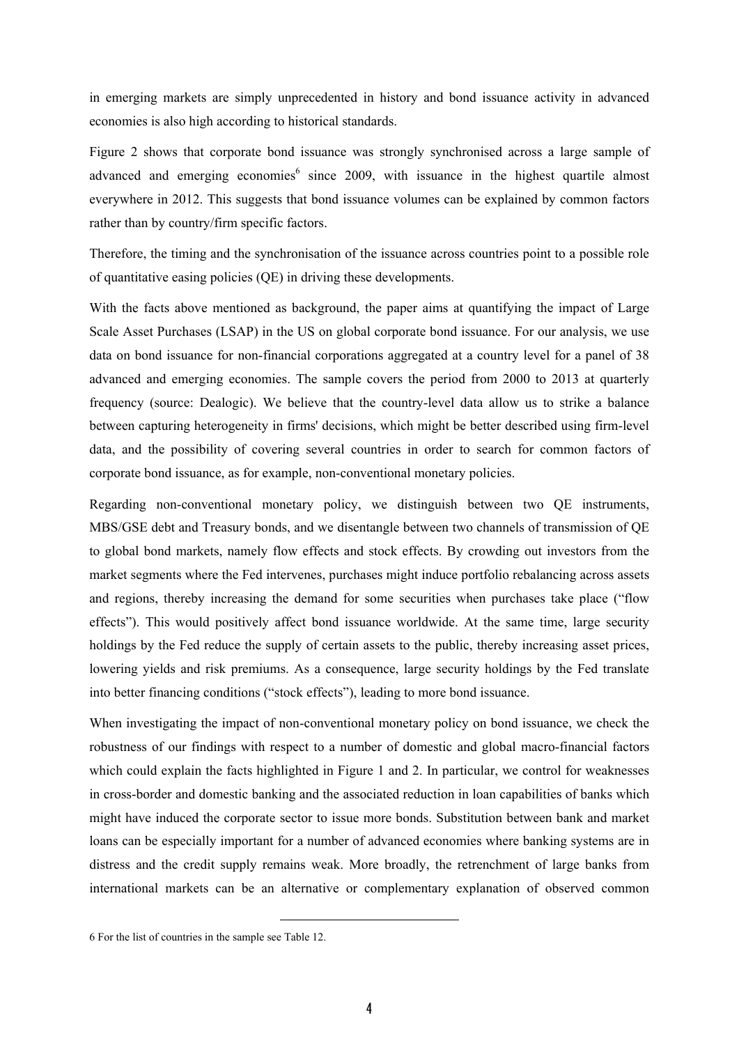in emerging markets are simply unprecedented in history and bond issuance activity in advanced economies is also high according to historical standards.

Figure 2 shows that corporate bond issuance was strongly synchronised across a large sample of advanced and emerging economies[6] since 2009, with issuance in the highest quartile almost everywhere in 2012. This suggests that bond issuance volumes can be explained by common factors rather than by country/firm specific factors.

Therefore, the timing and the synchronisation of the issuance across countries point to a possible role of quantitative easing policies (QE) in driving these developments.

With the facts above mentioned as background, the paper aims at quantifying the impact of Large Scale Asset Purchases (LSAP) in the US on global corporate bond issuance. For our analysis, we use data on bond issuance for non-financial corporations aggregated at a country level for a panel of 38 advanced and emerging economies. The sample covers the period from 2000 to 2013 at quarterly frequency (source: Dealogic). We believe that the country-level data allow us to strike a balance between capturing heterogeneity in firms' decisions, which might be better described using firm-level data, and the possibility of covering several countries in order to search for common factors of corporate bond issuance, as for example, non-conventional monetary policies.

Regarding non-conventional monetary policy, we distinguish between two QE instruments, MBS/GSE debt and Treasury bonds, and we disentangle between two channels of transmission of QE to global bond markets, namely flow effects and stock effects. By crowding out investors from the market segments where the Fed intervenes, purchases might induce portfolio rebalancing across assets and regions, thereby increasing the demand for some securities when purchases take place ("flow effects"). This would positively affect bond issuance worldwide. At the same time, large security holdings by the Fed reduce the supply of certain assets to the public, thereby increasing asset prices, lowering yields and risk premiums. As a consequence, large security holdings by the Fed translate into better financing conditions ("stock effects"), leading to more bond issuance.

When investigating the impact of non-conventional monetary policy on bond issuance, we check the robustness of our findings with respect to a number of domestic and global macro-financial factors which could explain the facts highlighted in Figure 1 and 2. In particular, we control for weaknesses in cross-border and domestic banking and the associated reduction in loan capabilities of banks which might have induced the corporate sector to issue more bonds. Substitution between bank and market loans can be especially important for a number of advanced economies where banking systems are in distress and the credit supply remains weak. More broadly, the retrenchment of large banks from international markets can be an alternative or complementary explanation of observed common

---

6 For the list of countries in the sample see Table 12.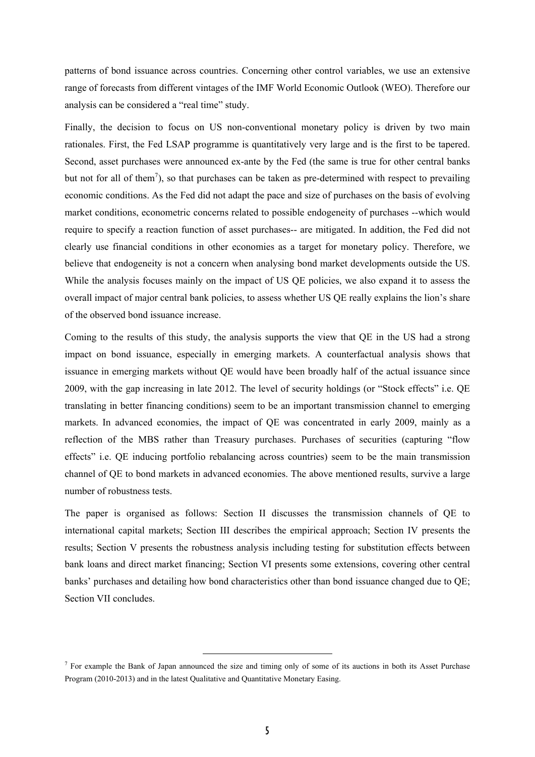patterns of bond issuance across countries. Concerning other control variables, we use an extensive range of forecasts from different vintages of the IMF World Economic Outlook (WEO). Therefore our analysis can be considered a "real time" study.

Finally, the decision to focus on US non-conventional monetary policy is driven by two main rationales. First, the Fed LSAP programme is quantitatively very large and is the first to be tapered. Second, asset purchases were announced ex-ante by the Fed (the same is true for other central banks but not for all of them[7]), so that purchases can be taken as pre-determined with respect to prevailing economic conditions. As the Fed did not adapt the pace and size of purchases on the basis of evolving market conditions, econometric concerns related to possible endogeneity of purchases --which would require to specify a reaction function of asset purchases-- are mitigated. In addition, the Fed did not clearly use financial conditions in other economies as a target for monetary policy. Therefore, we believe that endogeneity is not a concern when analysing bond market developments outside the US. While the analysis focuses mainly on the impact of US QE policies, we also expand it to assess the overall impact of major central bank policies, to assess whether US QE really explains the lion's share of the observed bond issuance increase.

Coming to the results of this study, the analysis supports the view that QE in the US had a strong impact on bond issuance, especially in emerging markets. A counterfactual analysis shows that issuance in emerging markets without QE would have been broadly half of the actual issuance since 2009, with the gap increasing in late 2012. The level of security holdings (or "Stock effects" i.e. QE translating in better financing conditions) seem to be an important transmission channel to emerging markets. In advanced economies, the impact of QE was concentrated in early 2009, mainly as a reflection of the MBS rather than Treasury purchases. Purchases of securities (capturing "flow effects" i.e. QE inducing portfolio rebalancing across countries) seem to be the main transmission channel of QE to bond markets in advanced economies. The above mentioned results, survive a large number of robustness tests.

The paper is organised as follows: Section II discusses the transmission channels of QE to international capital markets; Section III describes the empirical approach; Section IV presents the results; Section V presents the robustness analysis including testing for substitution effects between bank loans and direct market financing; Section VI presents some extensions, covering other central banks' purchases and detailing how bond characteristics other than bond issuance changed due to QE; Section VII concludes.

[7] For example the Bank of Japan announced the size and timing only of some of its auctions in both its Asset Purchase Program (2010-2013) and in the latest Qualitative and Quantitative Monetary Easing.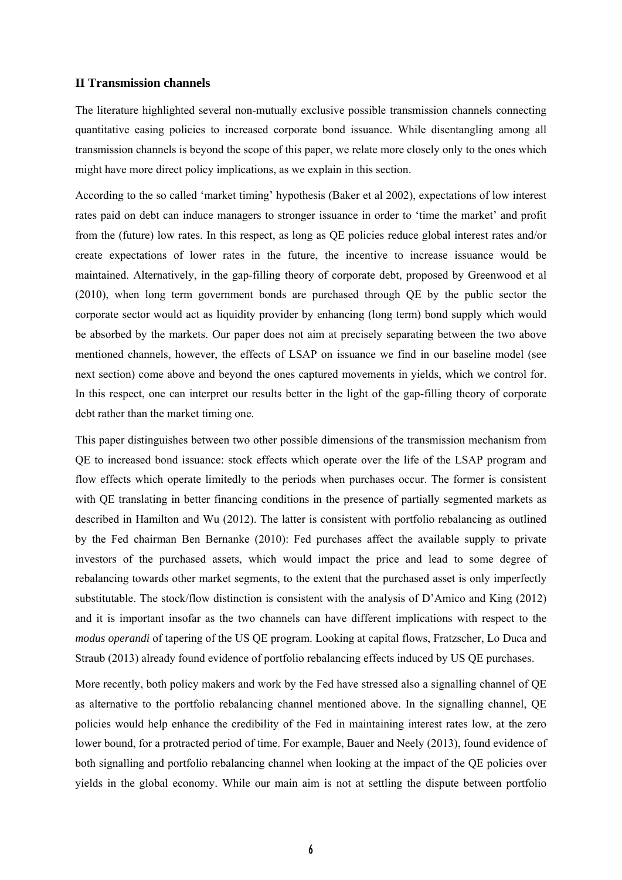## II Transmission channels

The literature highlighted several non-mutually exclusive possible transmission channels connecting quantitative easing policies to increased corporate bond issuance. While disentangling among all transmission channels is beyond the scope of this paper, we relate more closely only to the ones which might have more direct policy implications, as we explain in this section.

According to the so called 'market timing' hypothesis (Baker et al 2002), expectations of low interest rates paid on debt can induce managers to stronger issuance in order to 'time the market' and profit from the (future) low rates. In this respect, as long as QE policies reduce global interest rates and/or create expectations of lower rates in the future, the incentive to increase issuance would be maintained. Alternatively, in the gap-filling theory of corporate debt, proposed by Greenwood et al (2010), when long term government bonds are purchased through QE by the public sector the corporate sector would act as liquidity provider by enhancing (long term) bond supply which would be absorbed by the markets. Our paper does not aim at precisely separating between the two above mentioned channels, however, the effects of LSAP on issuance we find in our baseline model (see next section) come above and beyond the ones captured movements in yields, which we control for. In this respect, one can interpret our results better in the light of the gap-filling theory of corporate debt rather than the market timing one.

This paper distinguishes between two other possible dimensions of the transmission mechanism from QE to increased bond issuance: stock effects which operate over the life of the LSAP program and flow effects which operate limitedly to the periods when purchases occur. The former is consistent with QE translating in better financing conditions in the presence of partially segmented markets as described in Hamilton and Wu (2012). The latter is consistent with portfolio rebalancing as outlined by the Fed chairman Ben Bernanke (2010): Fed purchases affect the available supply to private investors of the purchased assets, which would impact the price and lead to some degree of rebalancing towards other market segments, to the extent that the purchased asset is only imperfectly substitutable. The stock/flow distinction is consistent with the analysis of D'Amico and King (2012) and it is important insofar as the two channels can have different implications with respect to the *modus operandi* of tapering of the US QE program. Looking at capital flows, Fratzscher, Lo Duca and Straub (2013) already found evidence of portfolio rebalancing effects induced by US QE purchases.

More recently, both policy makers and work by the Fed have stressed also a signalling channel of QE as alternative to the portfolio rebalancing channel mentioned above. In the signalling channel, QE policies would help enhance the credibility of the Fed in maintaining interest rates low, at the zero lower bound, for a protracted period of time. For example, Bauer and Neely (2013), found evidence of both signalling and portfolio rebalancing channel when looking at the impact of the QE policies over yields in the global economy. While our main aim is not at settling the dispute between portfolio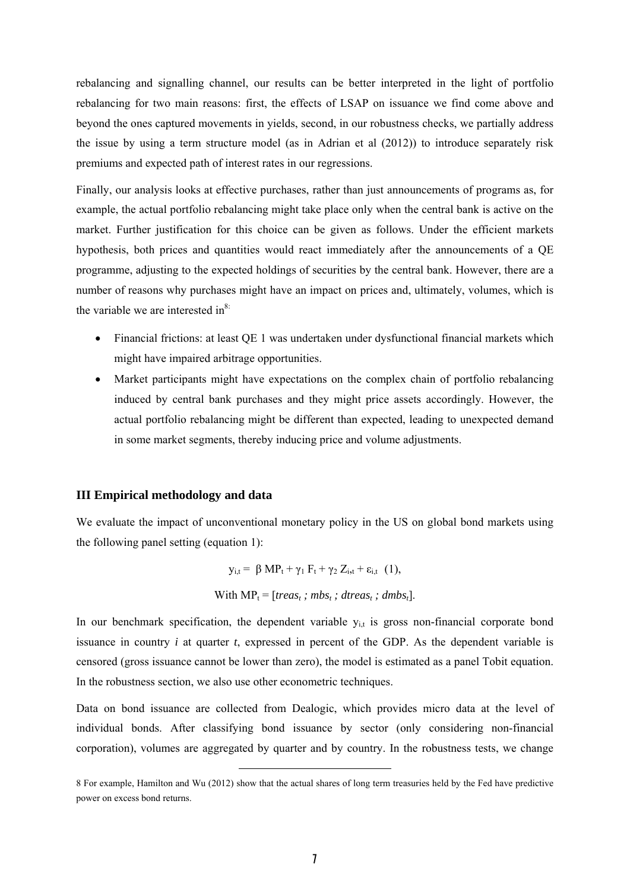rebalancing and signalling channel, our results can be better interpreted in the light of portfolio rebalancing for two main reasons: first, the effects of LSAP on issuance we find come above and beyond the ones captured movements in yields, second, in our robustness checks, we partially address the issue by using a term structure model (as in Adrian et al (2012)) to introduce separately risk premiums and expected path of interest rates in our regressions.

Finally, our analysis looks at effective purchases, rather than just announcements of programs as, for example, the actual portfolio rebalancing might take place only when the central bank is active on the market. Further justification for this choice can be given as follows. Under the efficient markets hypothesis, both prices and quantities would react immediately after the announcements of a QE programme, adjusting to the expected holdings of securities by the central bank. However, there are a number of reasons why purchases might have an impact on prices and, ultimately, volumes, which is the variable we are interested in[8]:

- Financial frictions: at least QE 1 was undertaken under dysfunctional financial markets which might have impaired arbitrage opportunities.
- Market participants might have expectations on the complex chain of portfolio rebalancing induced by central bank purchases and they might price assets accordingly. However, the actual portfolio rebalancing might be different than expected, leading to unexpected demand in some market segments, thereby inducing price and volume adjustments.

## III Empirical methodology and data

We evaluate the impact of unconventional monetary policy in the US on global bond markets using the following panel setting (equation 1):

$$y_{i,t} = \beta \, MP_t + \gamma_1 F_t + \gamma_2 Z_{i,t} + \varepsilon_{i,t} \quad (1),$$

$$\text{With } MP_t = [treas_t \, ; \, mbs_t \, ; \, dtreas_t \, ; \, dmbs_t].$$

In our benchmark specification, the dependent variable $y_{i,t}$ is gross non-financial corporate bond issuance in country *i* at quarter *t*, expressed in percent of the GDP. As the dependent variable is censored (gross issuance cannot be lower than zero), the model is estimated as a panel Tobit equation. In the robustness section, we also use other econometric techniques.

Data on bond issuance are collected from Dealogic, which provides micro data at the level of individual bonds. After classifying bond issuance by sector (only considering non-financial corporation), volumes are aggregated by quarter and by country. In the robustness tests, we change

8 For example, Hamilton and Wu (2012) show that the actual shares of long term treasuries held by the Fed have predictive power on excess bond returns.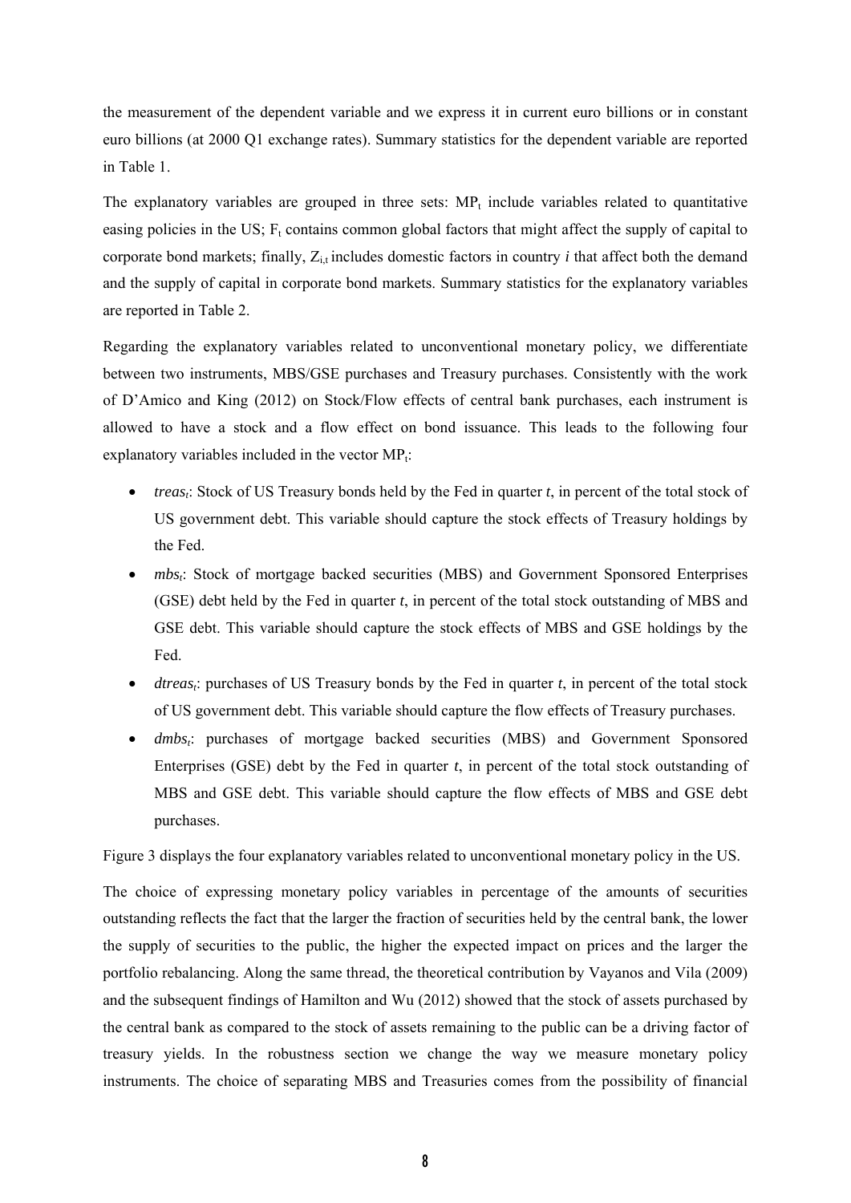the measurement of the dependent variable and we express it in current euro billions or in constant euro billions (at 2000 Q1 exchange rates). Summary statistics for the dependent variable are reported in Table 1.

The explanatory variables are grouped in three sets: $MP_t$ include variables related to quantitative easing policies in the US; $F_t$ contains common global factors that might affect the supply of capital to corporate bond markets; finally, $Z_{i,t}$ includes domestic factors in country $i$ that affect both the demand and the supply of capital in corporate bond markets. Summary statistics for the explanatory variables are reported in Table 2.

Regarding the explanatory variables related to unconventional monetary policy, we differentiate between two instruments, MBS/GSE purchases and Treasury purchases. Consistently with the work of D'Amico and King (2012) on Stock/Flow effects of central bank purchases, each instrument is allowed to have a stock and a flow effect on bond issuance. This leads to the following four explanatory variables included in the vector $MP_t$:

- $treas_t$: Stock of US Treasury bonds held by the Fed in quarter $t$, in percent of the total stock of US government debt. This variable should capture the stock effects of Treasury holdings by the Fed.
- $mbs_t$: Stock of mortgage backed securities (MBS) and Government Sponsored Enterprises (GSE) debt held by the Fed in quarter $t$, in percent of the total stock outstanding of MBS and GSE debt. This variable should capture the stock effects of MBS and GSE holdings by the Fed.
- $dtreas_t$: purchases of US Treasury bonds by the Fed in quarter $t$, in percent of the total stock of US government debt. This variable should capture the flow effects of Treasury purchases.
- $dmbs_t$: purchases of mortgage backed securities (MBS) and Government Sponsored Enterprises (GSE) debt by the Fed in quarter $t$, in percent of the total stock outstanding of MBS and GSE debt. This variable should capture the flow effects of MBS and GSE debt purchases.

Figure 3 displays the four explanatory variables related to unconventional monetary policy in the US.

The choice of expressing monetary policy variables in percentage of the amounts of securities outstanding reflects the fact that the larger the fraction of securities held by the central bank, the lower the supply of securities to the public, the higher the expected impact on prices and the larger the portfolio rebalancing. Along the same thread, the theoretical contribution by Vayanos and Vila (2009) and the subsequent findings of Hamilton and Wu (2012) showed that the stock of assets purchased by the central bank as compared to the stock of assets remaining to the public can be a driving factor of treasury yields. In the robustness section we change the way we measure monetary policy instruments. The choice of separating MBS and Treasuries comes from the possibility of financial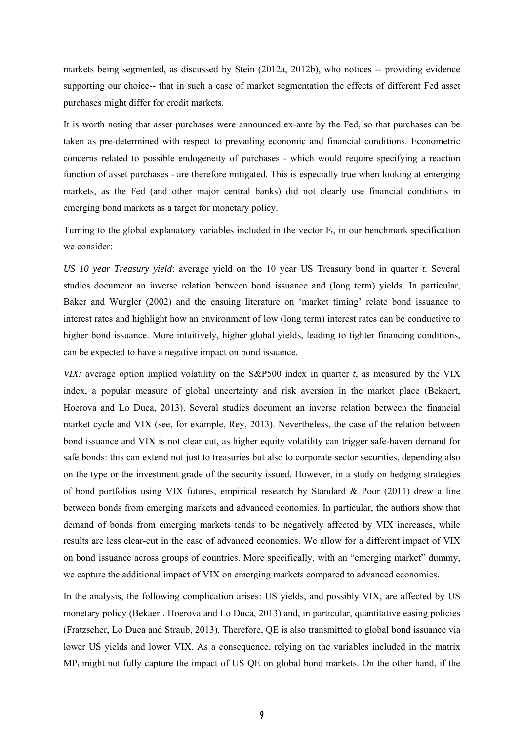markets being segmented, as discussed by Stein (2012a, 2012b), who notices -- providing evidence supporting our choice-- that in such a case of market segmentation the effects of different Fed asset purchases might differ for credit markets.

It is worth noting that asset purchases were announced ex-ante by the Fed, so that purchases can be taken as pre-determined with respect to prevailing economic and financial conditions. Econometric concerns related to possible endogeneity of purchases - which would require specifying a reaction function of asset purchases - are therefore mitigated. This is especially true when looking at emerging markets, as the Fed (and other major central banks) did not clearly use financial conditions in emerging bond markets as a target for monetary policy.

Turning to the global explanatory variables included in the vector $F_t$, in our benchmark specification we consider:

*US 10 year Treasury yield*: average yield on the 10 year US Treasury bond in quarter *t*. Several studies document an inverse relation between bond issuance and (long term) yields. In particular, Baker and Wurgler (2002) and the ensuing literature on 'market timing' relate bond issuance to interest rates and highlight how an environment of low (long term) interest rates can be conductive to higher bond issuance. More intuitively, higher global yields, leading to tighter financing conditions, can be expected to have a negative impact on bond issuance.

*VIX:* average option implied volatility on the S&P500 index in quarter *t*, as measured by the VIX index, a popular measure of global uncertainty and risk aversion in the market place (Bekaert, Hoerova and Lo Duca, 2013). Several studies document an inverse relation between the financial market cycle and VIX (see, for example, Rey, 2013). Nevertheless, the case of the relation between bond issuance and VIX is not clear cut, as higher equity volatility can trigger safe-haven demand for safe bonds: this can extend not just to treasuries but also to corporate sector securities, depending also on the type or the investment grade of the security issued. However, in a study on hedging strategies of bond portfolios using VIX futures, empirical research by Standard & Poor (2011) drew a line between bonds from emerging markets and advanced economies. In particular, the authors show that demand of bonds from emerging markets tends to be negatively affected by VIX increases, while results are less clear-cut in the case of advanced economies. We allow for a different impact of VIX on bond issuance across groups of countries. More specifically, with an "emerging market" dummy, we capture the additional impact of VIX on emerging markets compared to advanced economies.

In the analysis, the following complication arises: US yields, and possibly VIX, are affected by US monetary policy (Bekaert, Hoerova and Lo Duca, 2013) and, in particular, quantitative easing policies (Fratzscher, Lo Duca and Straub, 2013). Therefore, QE is also transmitted to global bond issuance via lower US yields and lower VIX. As a consequence, relying on the variables included in the matrix $MP_t$ might not fully capture the impact of US QE on global bond markets. On the other hand, if the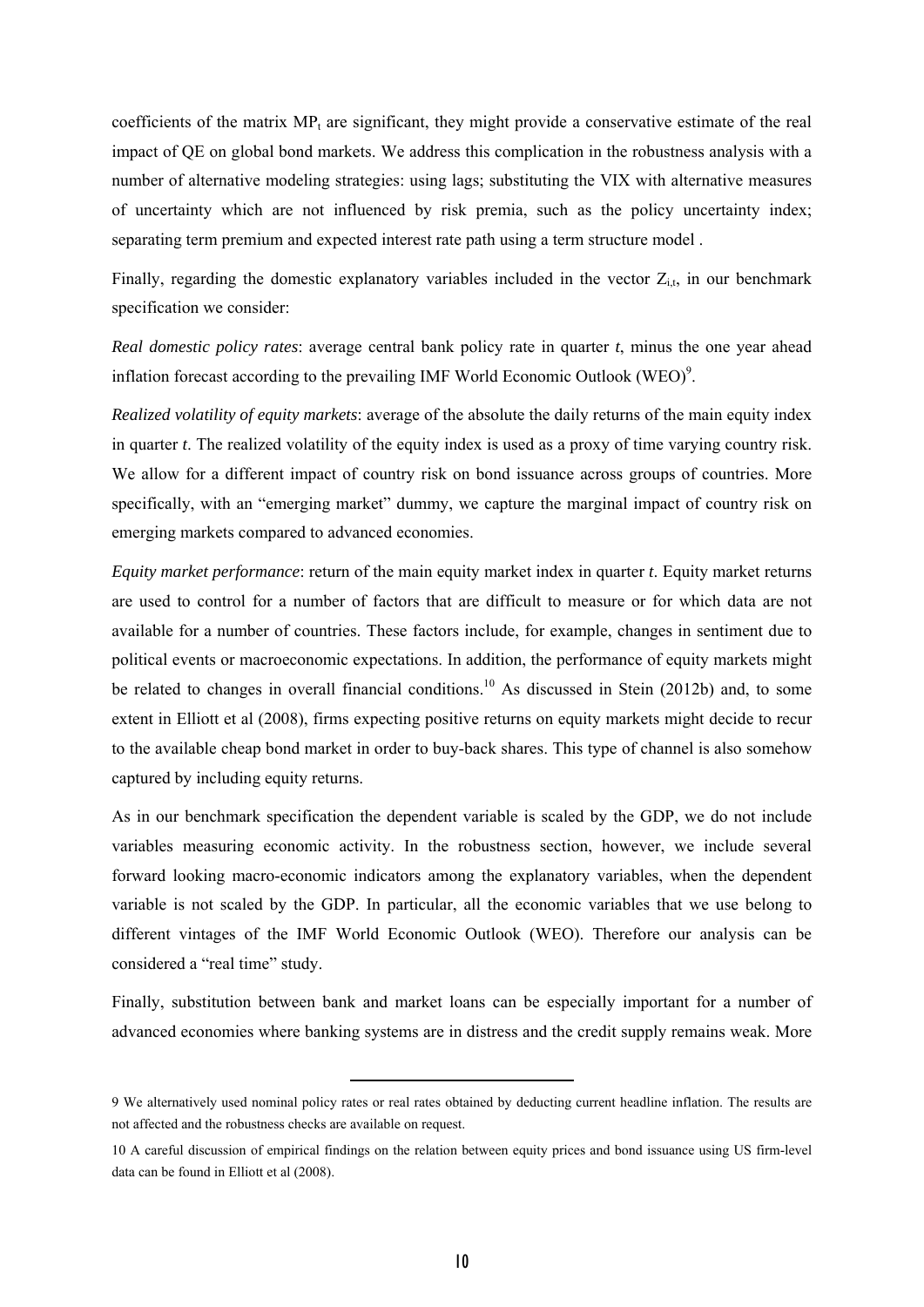coefficients of the matrix $MP_t$ are significant, they might provide a conservative estimate of the real impact of QE on global bond markets. We address this complication in the robustness analysis with a number of alternative modeling strategies: using lags; substituting the VIX with alternative measures of uncertainty which are not influenced by risk premia, such as the policy uncertainty index; separating term premium and expected interest rate path using a term structure model .

Finally, regarding the domestic explanatory variables included in the vector $Z_{i,t}$, in our benchmark specification we consider:

*Real domestic policy rates*: average central bank policy rate in quarter *t*, minus the one year ahead inflation forecast according to the prevailing IMF World Economic Outlook (WEO)[9].

*Realized volatility of equity markets*: average of the absolute the daily returns of the main equity index in quarter *t*. The realized volatility of the equity index is used as a proxy of time varying country risk. We allow for a different impact of country risk on bond issuance across groups of countries. More specifically, with an "emerging market" dummy, we capture the marginal impact of country risk on emerging markets compared to advanced economies.

*Equity market performance*: return of the main equity market index in quarter *t*. Equity market returns are used to control for a number of factors that are difficult to measure or for which data are not available for a number of countries. These factors include, for example, changes in sentiment due to political events or macroeconomic expectations. In addition, the performance of equity markets might be related to changes in overall financial conditions.[10] As discussed in Stein (2012b) and, to some extent in Elliott et al (2008), firms expecting positive returns on equity markets might decide to recur to the available cheap bond market in order to buy-back shares. This type of channel is also somehow captured by including equity returns.

As in our benchmark specification the dependent variable is scaled by the GDP, we do not include variables measuring economic activity. In the robustness section, however, we include several forward looking macro-economic indicators among the explanatory variables, when the dependent variable is not scaled by the GDP. In particular, all the economic variables that we use belong to different vintages of the IMF World Economic Outlook (WEO). Therefore our analysis can be considered a "real time" study.

Finally, substitution between bank and market loans can be especially important for a number of advanced economies where banking systems are in distress and the credit supply remains weak. More

---

9 We alternatively used nominal policy rates or real rates obtained by deducting current headline inflation. The results are not affected and the robustness checks are available on request.

10 A careful discussion of empirical findings on the relation between equity prices and bond issuance using US firm-level data can be found in Elliott et al (2008).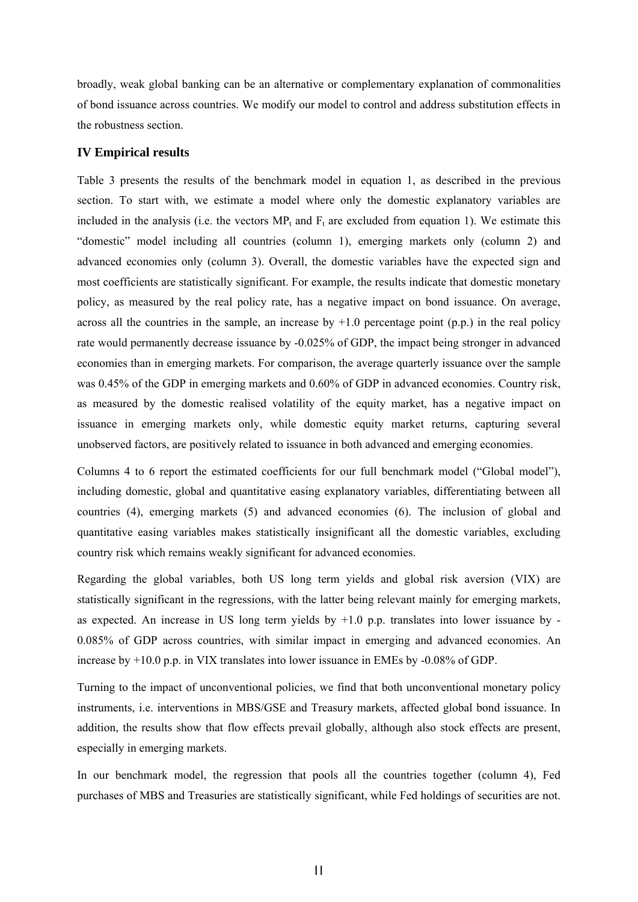broadly, weak global banking can be an alternative or complementary explanation of commonalities of bond issuance across countries. We modify our model to control and address substitution effects in the robustness section.

## IV Empirical results

Table 3 presents the results of the benchmark model in equation 1, as described in the previous section. To start with, we estimate a model where only the domestic explanatory variables are included in the analysis (i.e. the vectors $MP_t$ and $F_t$ are excluded from equation 1). We estimate this "domestic" model including all countries (column 1), emerging markets only (column 2) and advanced economies only (column 3). Overall, the domestic variables have the expected sign and most coefficients are statistically significant. For example, the results indicate that domestic monetary policy, as measured by the real policy rate, has a negative impact on bond issuance. On average, across all the countries in the sample, an increase by +1.0 percentage point (p.p.) in the real policy rate would permanently decrease issuance by -0.025% of GDP, the impact being stronger in advanced economies than in emerging markets. For comparison, the average quarterly issuance over the sample was 0.45% of the GDP in emerging markets and 0.60% of GDP in advanced economies. Country risk, as measured by the domestic realised volatility of the equity market, has a negative impact on issuance in emerging markets only, while domestic equity market returns, capturing several unobserved factors, are positively related to issuance in both advanced and emerging economies.

Columns 4 to 6 report the estimated coefficients for our full benchmark model ("Global model"), including domestic, global and quantitative easing explanatory variables, differentiating between all countries (4), emerging markets (5) and advanced economies (6). The inclusion of global and quantitative easing variables makes statistically insignificant all the domestic variables, excluding country risk which remains weakly significant for advanced economies.

Regarding the global variables, both US long term yields and global risk aversion (VIX) are statistically significant in the regressions, with the latter being relevant mainly for emerging markets, as expected. An increase in US long term yields by +1.0 p.p. translates into lower issuance by -0.085% of GDP across countries, with similar impact in emerging and advanced economies. An increase by +10.0 p.p. in VIX translates into lower issuance in EMEs by -0.08% of GDP.

Turning to the impact of unconventional policies, we find that both unconventional monetary policy instruments, i.e. interventions in MBS/GSE and Treasury markets, affected global bond issuance. In addition, the results show that flow effects prevail globally, although also stock effects are present, especially in emerging markets.

In our benchmark model, the regression that pools all the countries together (column 4), Fed purchases of MBS and Treasuries are statistically significant, while Fed holdings of securities are not.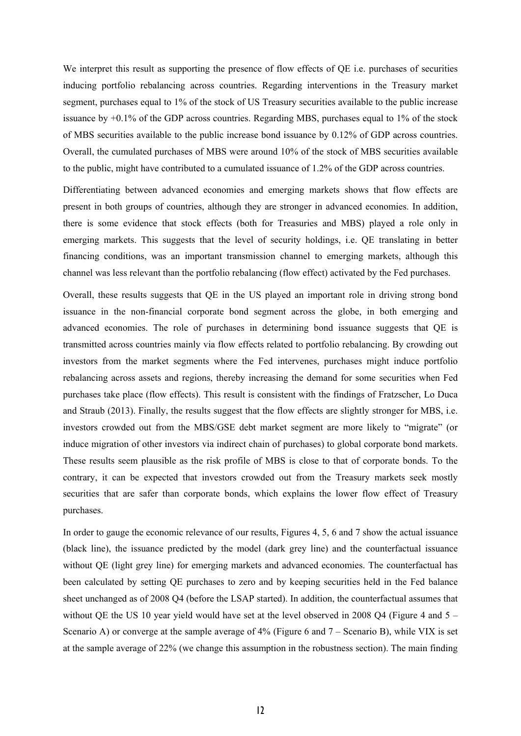We interpret this result as supporting the presence of flow effects of QE i.e. purchases of securities inducing portfolio rebalancing across countries. Regarding interventions in the Treasury market segment, purchases equal to 1% of the stock of US Treasury securities available to the public increase issuance by +0.1% of the GDP across countries. Regarding MBS, purchases equal to 1% of the stock of MBS securities available to the public increase bond issuance by 0.12% of GDP across countries. Overall, the cumulated purchases of MBS were around 10% of the stock of MBS securities available to the public, might have contributed to a cumulated issuance of 1.2% of the GDP across countries.

Differentiating between advanced economies and emerging markets shows that flow effects are present in both groups of countries, although they are stronger in advanced economies. In addition, there is some evidence that stock effects (both for Treasuries and MBS) played a role only in emerging markets. This suggests that the level of security holdings, i.e. QE translating in better financing conditions, was an important transmission channel to emerging markets, although this channel was less relevant than the portfolio rebalancing (flow effect) activated by the Fed purchases.

Overall, these results suggests that QE in the US played an important role in driving strong bond issuance in the non-financial corporate bond segment across the globe, in both emerging and advanced economies. The role of purchases in determining bond issuance suggests that QE is transmitted across countries mainly via flow effects related to portfolio rebalancing. By crowding out investors from the market segments where the Fed intervenes, purchases might induce portfolio rebalancing across assets and regions, thereby increasing the demand for some securities when Fed purchases take place (flow effects). This result is consistent with the findings of Fratzscher, Lo Duca and Straub (2013). Finally, the results suggest that the flow effects are slightly stronger for MBS, i.e. investors crowded out from the MBS/GSE debt market segment are more likely to "migrate" (or induce migration of other investors via indirect chain of purchases) to global corporate bond markets. These results seem plausible as the risk profile of MBS is close to that of corporate bonds. To the contrary, it can be expected that investors crowded out from the Treasury markets seek mostly securities that are safer than corporate bonds, which explains the lower flow effect of Treasury purchases.

In order to gauge the economic relevance of our results, Figures 4, 5, 6 and 7 show the actual issuance (black line), the issuance predicted by the model (dark grey line) and the counterfactual issuance without QE (light grey line) for emerging markets and advanced economies. The counterfactual has been calculated by setting QE purchases to zero and by keeping securities held in the Fed balance sheet unchanged as of 2008 Q4 (before the LSAP started). In addition, the counterfactual assumes that without QE the US 10 year yield would have set at the level observed in 2008 Q4 (Figure 4 and 5 – Scenario A) or converge at the sample average of 4% (Figure 6 and 7 – Scenario B), while VIX is set at the sample average of 22% (we change this assumption in the robustness section). The main finding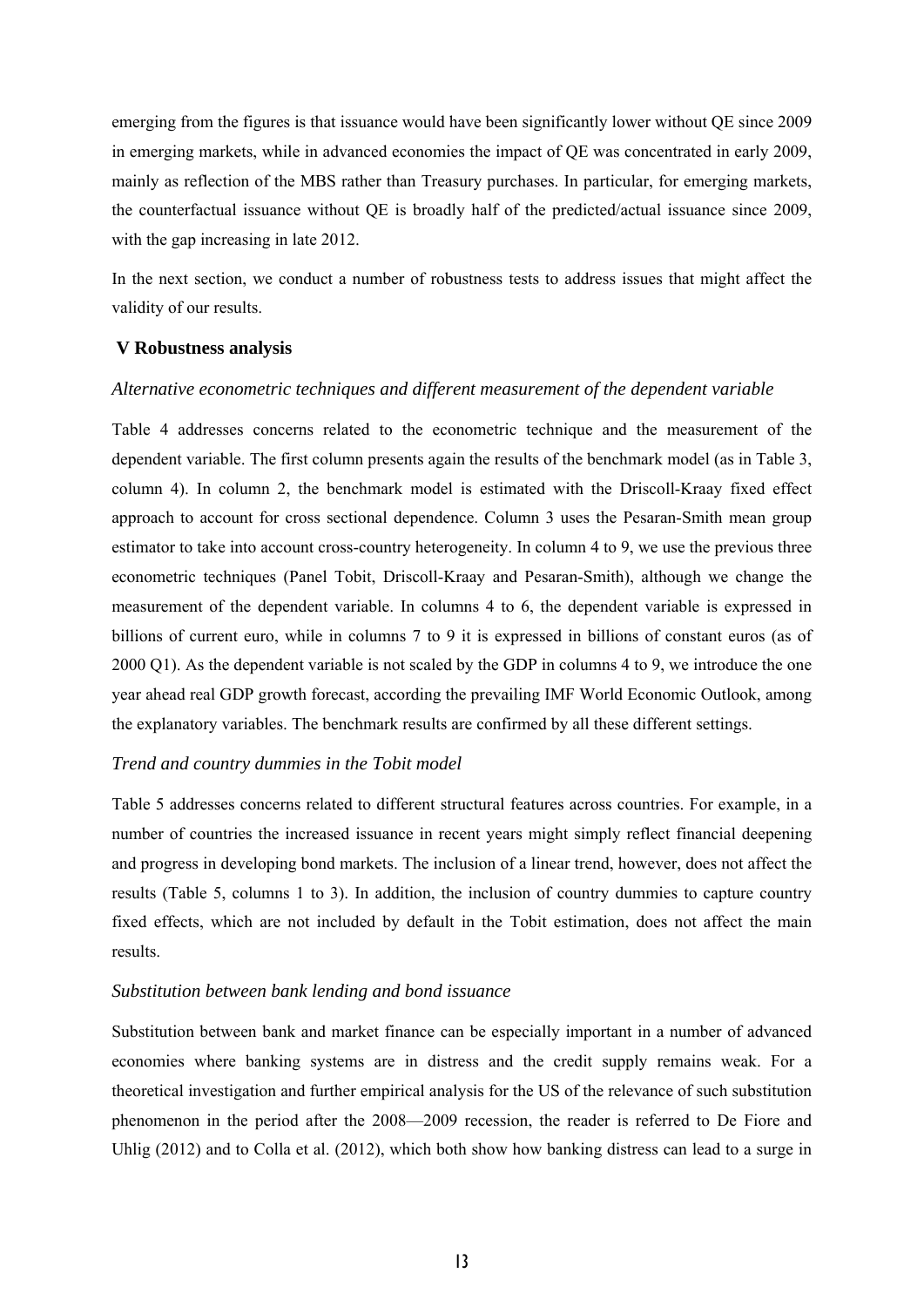emerging from the figures is that issuance would have been significantly lower without QE since 2009 in emerging markets, while in advanced economies the impact of QE was concentrated in early 2009, mainly as reflection of the MBS rather than Treasury purchases. In particular, for emerging markets, the counterfactual issuance without QE is broadly half of the predicted/actual issuance since 2009, with the gap increasing in late 2012.

In the next section, we conduct a number of robustness tests to address issues that might affect the validity of our results.

## V Robustness analysis

### *Alternative econometric techniques and different measurement of the dependent variable*

Table 4 addresses concerns related to the econometric technique and the measurement of the dependent variable. The first column presents again the results of the benchmark model (as in Table 3, column 4). In column 2, the benchmark model is estimated with the Driscoll-Kraay fixed effect approach to account for cross sectional dependence. Column 3 uses the Pesaran-Smith mean group estimator to take into account cross-country heterogeneity. In column 4 to 9, we use the previous three econometric techniques (Panel Tobit, Driscoll-Kraay and Pesaran-Smith), although we change the measurement of the dependent variable. In columns 4 to 6, the dependent variable is expressed in billions of current euro, while in columns 7 to 9 it is expressed in billions of constant euros (as of 2000 Q1). As the dependent variable is not scaled by the GDP in columns 4 to 9, we introduce the one year ahead real GDP growth forecast, according the prevailing IMF World Economic Outlook, among the explanatory variables. The benchmark results are confirmed by all these different settings.

### *Trend and country dummies in the Tobit model*

Table 5 addresses concerns related to different structural features across countries. For example, in a number of countries the increased issuance in recent years might simply reflect financial deepening and progress in developing bond markets. The inclusion of a linear trend, however, does not affect the results (Table 5, columns 1 to 3). In addition, the inclusion of country dummies to capture country fixed effects, which are not included by default in the Tobit estimation, does not affect the main results.

### *Substitution between bank lending and bond issuance*

Substitution between bank and market finance can be especially important in a number of advanced economies where banking systems are in distress and the credit supply remains weak. For a theoretical investigation and further empirical analysis for the US of the relevance of such substitution phenomenon in the period after the 2008—2009 recession, the reader is referred to De Fiore and Uhlig (2012) and to Colla et al. (2012), which both show how banking distress can lead to a surge in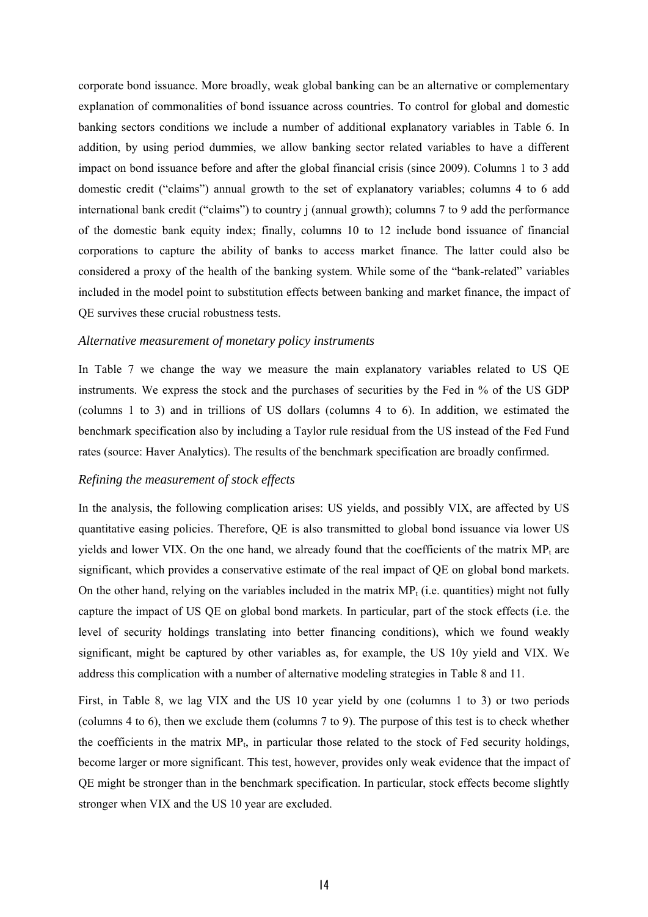corporate bond issuance. More broadly, weak global banking can be an alternative or complementary explanation of commonalities of bond issuance across countries. To control for global and domestic banking sectors conditions we include a number of additional explanatory variables in Table 6. In addition, by using period dummies, we allow banking sector related variables to have a different impact on bond issuance before and after the global financial crisis (since 2009). Columns 1 to 3 add domestic credit ("claims") annual growth to the set of explanatory variables; columns 4 to 6 add international bank credit ("claims") to country j (annual growth); columns 7 to 9 add the performance of the domestic bank equity index; finally, columns 10 to 12 include bond issuance of financial corporations to capture the ability of banks to access market finance. The latter could also be considered a proxy of the health of the banking system. While some of the "bank-related" variables included in the model point to substitution effects between banking and market finance, the impact of QE survives these crucial robustness tests.

*Alternative measurement of monetary policy instruments*

In Table 7 we change the way we measure the main explanatory variables related to US QE instruments. We express the stock and the purchases of securities by the Fed in % of the US GDP (columns 1 to 3) and in trillions of US dollars (columns 4 to 6). In addition, we estimated the benchmark specification also by including a Taylor rule residual from the US instead of the Fed Fund rates (source: Haver Analytics). The results of the benchmark specification are broadly confirmed.

*Refining the measurement of stock effects*

In the analysis, the following complication arises: US yields, and possibly VIX, are affected by US quantitative easing policies. Therefore, QE is also transmitted to global bond issuance via lower US yields and lower VIX. On the one hand, we already found that the coefficients of the matrix $MP_t$ are significant, which provides a conservative estimate of the real impact of QE on global bond markets. On the other hand, relying on the variables included in the matrix $MP_t$ (i.e. quantities) might not fully capture the impact of US QE on global bond markets. In particular, part of the stock effects (i.e. the level of security holdings translating into better financing conditions), which we found weakly significant, might be captured by other variables as, for example, the US 10y yield and VIX. We address this complication with a number of alternative modeling strategies in Table 8 and 11.

First, in Table 8, we lag VIX and the US 10 year yield by one (columns 1 to 3) or two periods (columns 4 to 6), then we exclude them (columns 7 to 9). The purpose of this test is to check whether the coefficients in the matrix $MP_t$, in particular those related to the stock of Fed security holdings, become larger or more significant. This test, however, provides only weak evidence that the impact of QE might be stronger than in the benchmark specification. In particular, stock effects become slightly stronger when VIX and the US 10 year are excluded.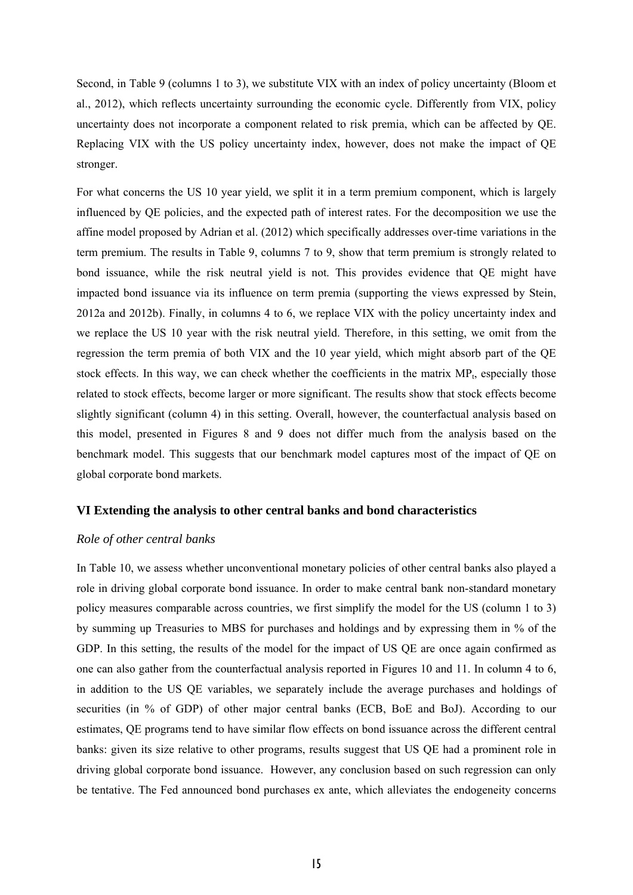Second, in Table 9 (columns 1 to 3), we substitute VIX with an index of policy uncertainty (Bloom et al., 2012), which reflects uncertainty surrounding the economic cycle. Differently from VIX, policy uncertainty does not incorporate a component related to risk premia, which can be affected by QE. Replacing VIX with the US policy uncertainty index, however, does not make the impact of QE stronger.

For what concerns the US 10 year yield, we split it in a term premium component, which is largely influenced by QE policies, and the expected path of interest rates. For the decomposition we use the affine model proposed by Adrian et al. (2012) which specifically addresses over-time variations in the term premium. The results in Table 9, columns 7 to 9, show that term premium is strongly related to bond issuance, while the risk neutral yield is not. This provides evidence that QE might have impacted bond issuance via its influence on term premia (supporting the views expressed by Stein, 2012a and 2012b). Finally, in columns 4 to 6, we replace VIX with the policy uncertainty index and we replace the US 10 year with the risk neutral yield. Therefore, in this setting, we omit from the regression the term premia of both VIX and the 10 year yield, which might absorb part of the QE stock effects. In this way, we can check whether the coefficients in the matrix $MP_t$, especially those related to stock effects, become larger or more significant. The results show that stock effects become slightly significant (column 4) in this setting. Overall, however, the counterfactual analysis based on this model, presented in Figures 8 and 9 does not differ much from the analysis based on the benchmark model. This suggests that our benchmark model captures most of the impact of QE on global corporate bond markets.

## VI Extending the analysis to other central banks and bond characteristics

### *Role of other central banks*

In Table 10, we assess whether unconventional monetary policies of other central banks also played a role in driving global corporate bond issuance. In order to make central bank non-standard monetary policy measures comparable across countries, we first simplify the model for the US (column 1 to 3) by summing up Treasuries to MBS for purchases and holdings and by expressing them in % of the GDP. In this setting, the results of the model for the impact of US QE are once again confirmed as one can also gather from the counterfactual analysis reported in Figures 10 and 11. In column 4 to 6, in addition to the US QE variables, we separately include the average purchases and holdings of securities (in % of GDP) of other major central banks (ECB, BoE and BoJ). According to our estimates, QE programs tend to have similar flow effects on bond issuance across the different central banks: given its size relative to other programs, results suggest that US QE had a prominent role in driving global corporate bond issuance. However, any conclusion based on such regression can only be tentative. The Fed announced bond purchases ex ante, which alleviates the endogeneity concerns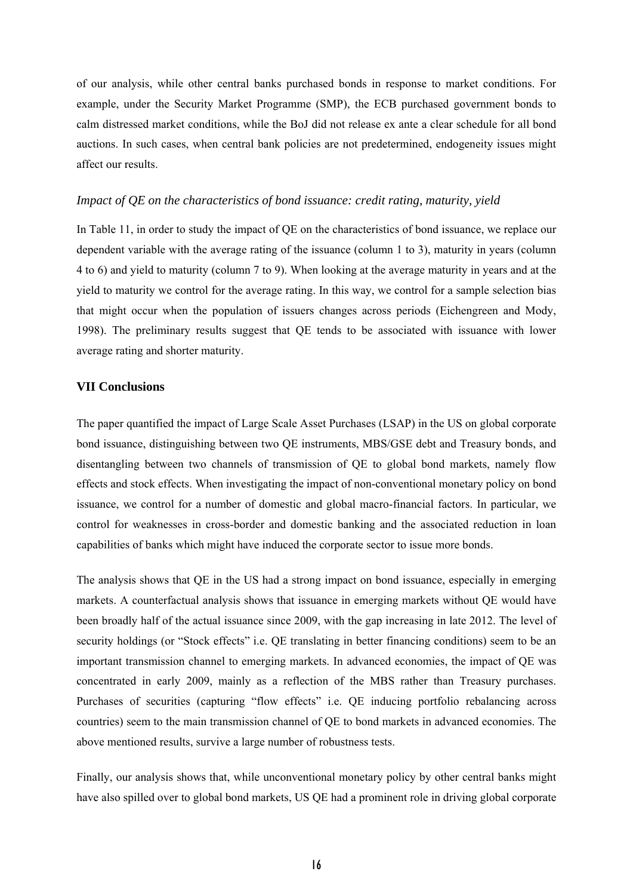of our analysis, while other central banks purchased bonds in response to market conditions. For example, under the Security Market Programme (SMP), the ECB purchased government bonds to calm distressed market conditions, while the BoJ did not release ex ante a clear schedule for all bond auctions. In such cases, when central bank policies are not predetermined, endogeneity issues might affect our results.

*Impact of QE on the characteristics of bond issuance: credit rating, maturity, yield*

In Table 11, in order to study the impact of QE on the characteristics of bond issuance, we replace our dependent variable with the average rating of the issuance (column 1 to 3), maturity in years (column 4 to 6) and yield to maturity (column 7 to 9). When looking at the average maturity in years and at the yield to maturity we control for the average rating. In this way, we control for a sample selection bias that might occur when the population of issuers changes across periods (Eichengreen and Mody, 1998). The preliminary results suggest that QE tends to be associated with issuance with lower average rating and shorter maturity.

## VII Conclusions

The paper quantified the impact of Large Scale Asset Purchases (LSAP) in the US on global corporate bond issuance, distinguishing between two QE instruments, MBS/GSE debt and Treasury bonds, and disentangling between two channels of transmission of QE to global bond markets, namely flow effects and stock effects. When investigating the impact of non-conventional monetary policy on bond issuance, we control for a number of domestic and global macro-financial factors. In particular, we control for weaknesses in cross-border and domestic banking and the associated reduction in loan capabilities of banks which might have induced the corporate sector to issue more bonds.

The analysis shows that QE in the US had a strong impact on bond issuance, especially in emerging markets. A counterfactual analysis shows that issuance in emerging markets without QE would have been broadly half of the actual issuance since 2009, with the gap increasing in late 2012. The level of security holdings (or "Stock effects" i.e. QE translating in better financing conditions) seem to be an important transmission channel to emerging markets. In advanced economies, the impact of QE was concentrated in early 2009, mainly as a reflection of the MBS rather than Treasury purchases. Purchases of securities (capturing "flow effects" i.e. QE inducing portfolio rebalancing across countries) seem to the main transmission channel of QE to bond markets in advanced economies. The above mentioned results, survive a large number of robustness tests.

Finally, our analysis shows that, while unconventional monetary policy by other central banks might have also spilled over to global bond markets, US QE had a prominent role in driving global corporate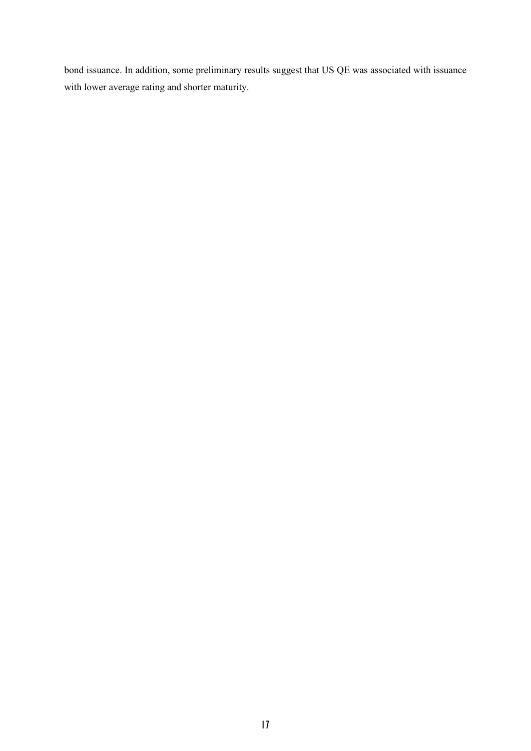bond issuance. In addition, some preliminary results suggest that US QE was associated with issuance with lower average rating and shorter maturity.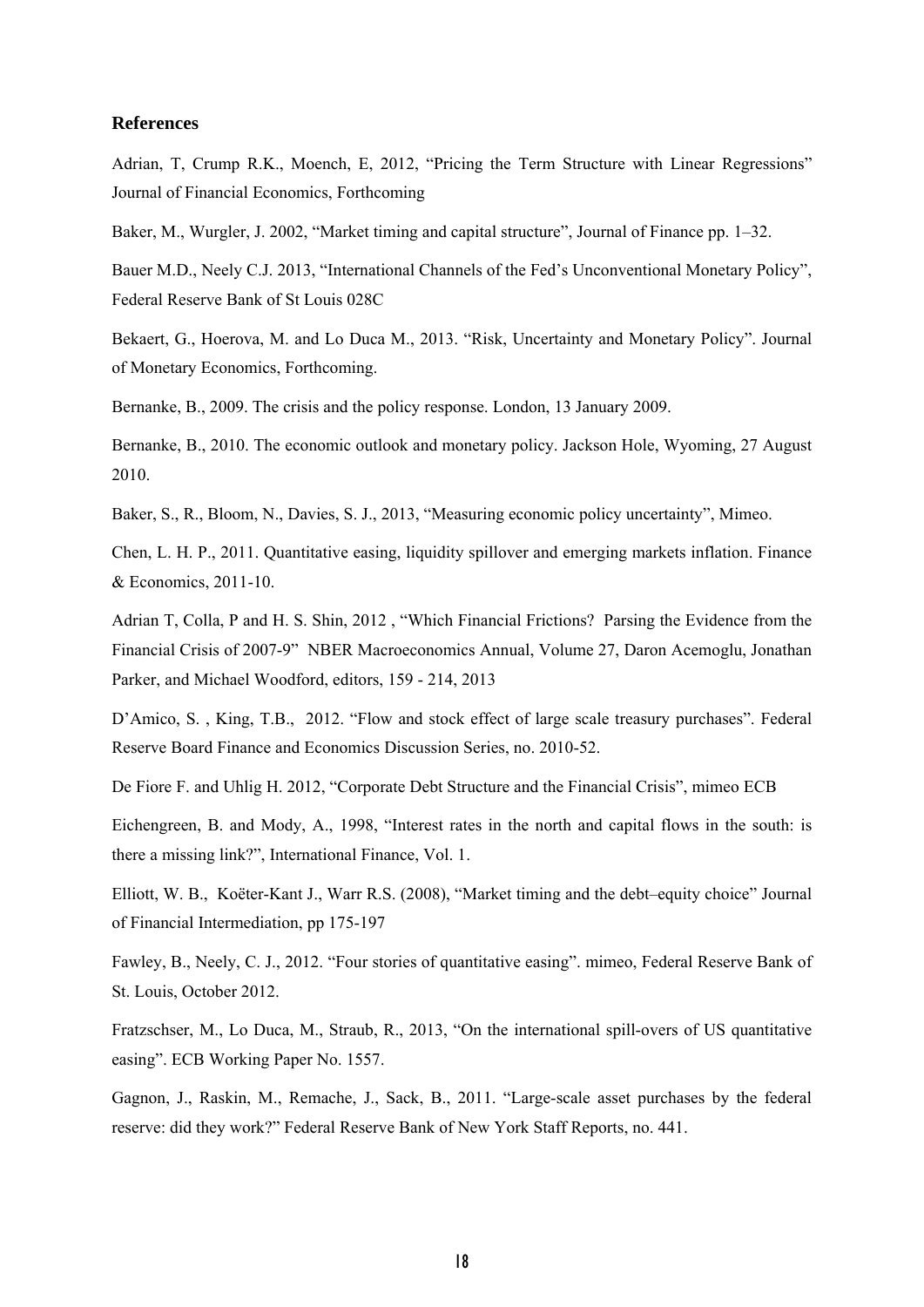### References

Adrian, T, Crump R.K., Moench, E, 2012, "Pricing the Term Structure with Linear Regressions" Journal of Financial Economics, Forthcoming

Baker, M., Wurgler, J. 2002, "Market timing and capital structure", Journal of Finance pp. 1–32.

Bauer M.D., Neely C.J. 2013, "International Channels of the Fed's Unconventional Monetary Policy", Federal Reserve Bank of St Louis 028C

Bekaert, G., Hoerova, M. and Lo Duca M., 2013. "Risk, Uncertainty and Monetary Policy". Journal of Monetary Economics, Forthcoming.

Bernanke, B., 2009. The crisis and the policy response. London, 13 January 2009.

Bernanke, B., 2010. The economic outlook and monetary policy. Jackson Hole, Wyoming, 27 August 2010.

Baker, S., R., Bloom, N., Davies, S. J., 2013, "Measuring economic policy uncertainty", Mimeo.

Chen, L. H. P., 2011. Quantitative easing, liquidity spillover and emerging markets inflation. Finance & Economics, 2011-10.

Adrian T, Colla, P and H. S. Shin, 2012 , "Which Financial Frictions? Parsing the Evidence from the Financial Crisis of 2007-9" NBER Macroeconomics Annual, Volume 27, Daron Acemoglu, Jonathan Parker, and Michael Woodford, editors, 159 - 214, 2013

D'Amico, S. , King, T.B., 2012. "Flow and stock effect of large scale treasury purchases". Federal Reserve Board Finance and Economics Discussion Series, no. 2010-52.

De Fiore F. and Uhlig H. 2012, "Corporate Debt Structure and the Financial Crisis", mimeo ECB

Eichengreen, B. and Mody, A., 1998, "Interest rates in the north and capital flows in the south: is there a missing link?", International Finance, Vol. 1.

Elliott, W. B., Koëter-Kant J., Warr R.S. (2008), "Market timing and the debt–equity choice" Journal of Financial Intermediation, pp 175-197

Fawley, B., Neely, C. J., 2012. "Four stories of quantitative easing". mimeo, Federal Reserve Bank of St. Louis, October 2012.

Fratzschser, M., Lo Duca, M., Straub, R., 2013, "On the international spill-overs of US quantitative easing". ECB Working Paper No. 1557.

Gagnon, J., Raskin, M., Remache, J., Sack, B., 2011. "Large-scale asset purchases by the federal reserve: did they work?" Federal Reserve Bank of New York Staff Reports, no. 441.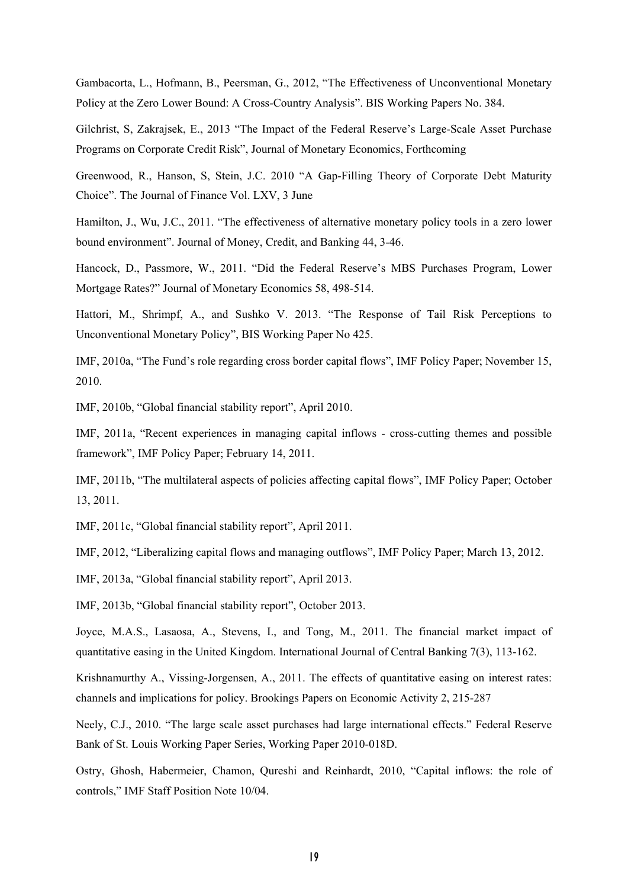Gambacorta, L., Hofmann, B., Peersman, G., 2012, "The Effectiveness of Unconventional Monetary Policy at the Zero Lower Bound: A Cross-Country Analysis". BIS Working Papers No. 384.

Gilchrist, S, Zakrajsek, E., 2013 "The Impact of the Federal Reserve's Large-Scale Asset Purchase Programs on Corporate Credit Risk", Journal of Monetary Economics, Forthcoming

Greenwood, R., Hanson, S, Stein, J.C. 2010 "A Gap-Filling Theory of Corporate Debt Maturity Choice". The Journal of Finance Vol. LXV, 3 June

Hamilton, J., Wu, J.C., 2011. "The effectiveness of alternative monetary policy tools in a zero lower bound environment". Journal of Money, Credit, and Banking 44, 3-46.

Hancock, D., Passmore, W., 2011. "Did the Federal Reserve's MBS Purchases Program, Lower Mortgage Rates?" Journal of Monetary Economics 58, 498-514.

Hattori, M., Shrimpf, A., and Sushko V. 2013. "The Response of Tail Risk Perceptions to Unconventional Monetary Policy", BIS Working Paper No 425.

IMF, 2010a, "The Fund's role regarding cross border capital flows", IMF Policy Paper; November 15, 2010.

IMF, 2010b, "Global financial stability report", April 2010.

IMF, 2011a, "Recent experiences in managing capital inflows - cross-cutting themes and possible framework", IMF Policy Paper; February 14, 2011.

IMF, 2011b, "The multilateral aspects of policies affecting capital flows", IMF Policy Paper; October 13, 2011.

IMF, 2011c, "Global financial stability report", April 2011.

IMF, 2012, "Liberalizing capital flows and managing outflows", IMF Policy Paper; March 13, 2012.

IMF, 2013a, "Global financial stability report", April 2013.

IMF, 2013b, "Global financial stability report", October 2013.

Joyce, M.A.S., Lasaosa, A., Stevens, I., and Tong, M., 2011. The financial market impact of quantitative easing in the United Kingdom. International Journal of Central Banking 7(3), 113-162.

Krishnamurthy A., Vissing-Jorgensen, A., 2011. The effects of quantitative easing on interest rates: channels and implications for policy. Brookings Papers on Economic Activity 2, 215-287

Neely, C.J., 2010. "The large scale asset purchases had large international effects." Federal Reserve Bank of St. Louis Working Paper Series, Working Paper 2010-018D.

Ostry, Ghosh, Habermeier, Chamon, Qureshi and Reinhardt, 2010, "Capital inflows: the role of controls," IMF Staff Position Note 10/04.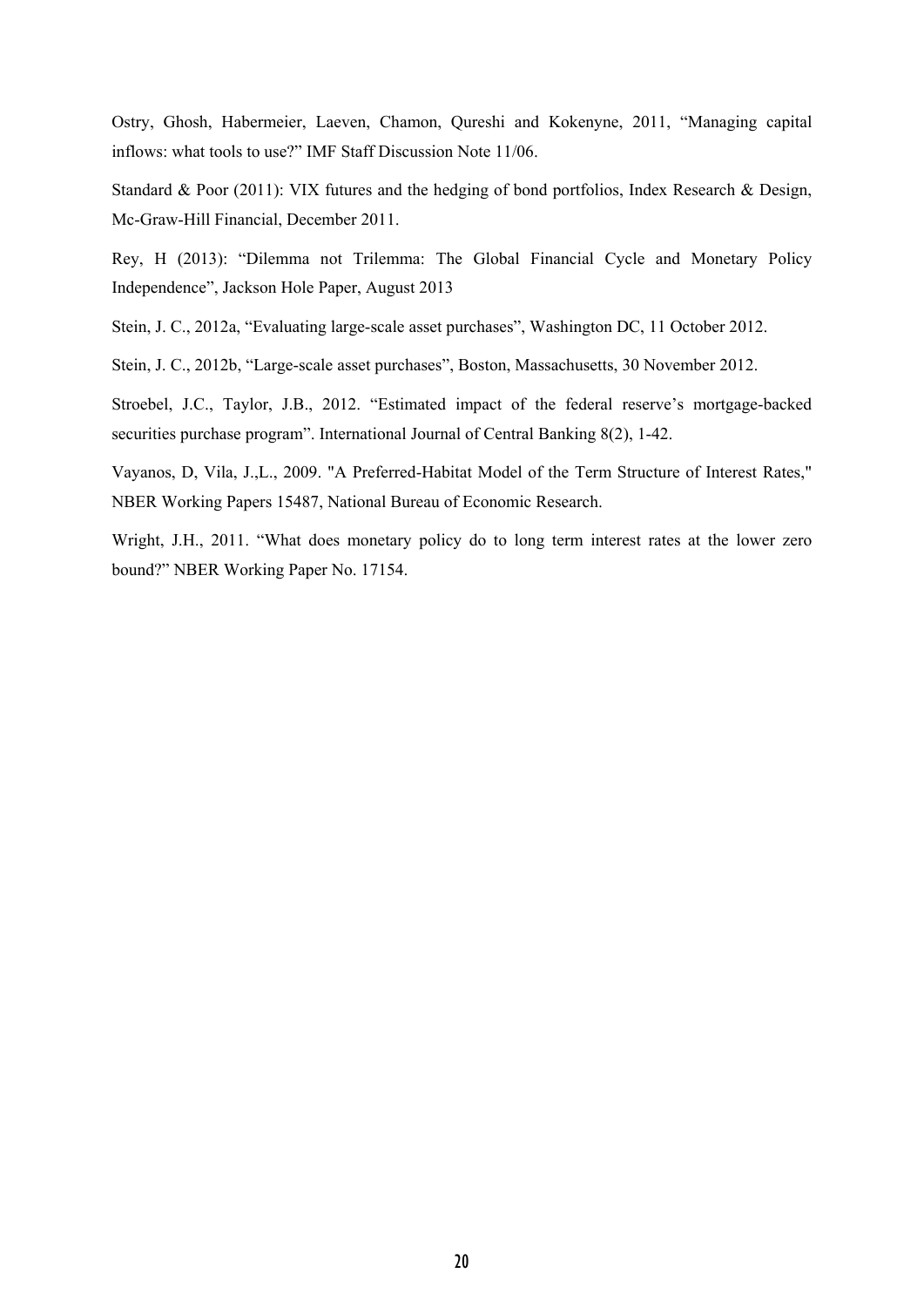Ostry, Ghosh, Habermeier, Laeven, Chamon, Qureshi and Kokenyne, 2011, "Managing capital inflows: what tools to use?" IMF Staff Discussion Note 11/06.

Standard & Poor (2011): VIX futures and the hedging of bond portfolios, Index Research & Design, Mc-Graw-Hill Financial, December 2011.

Rey, H (2013): "Dilemma not Trilemma: The Global Financial Cycle and Monetary Policy Independence", Jackson Hole Paper, August 2013

Stein, J. C., 2012a, "Evaluating large-scale asset purchases", Washington DC, 11 October 2012.

Stein, J. C., 2012b, "Large-scale asset purchases", Boston, Massachusetts, 30 November 2012.

Stroebel, J.C., Taylor, J.B., 2012. "Estimated impact of the federal reserve's mortgage-backed securities purchase program". International Journal of Central Banking 8(2), 1-42.

Vayanos, D, Vila, J.,L., 2009. "A Preferred-Habitat Model of the Term Structure of Interest Rates," NBER Working Papers 15487, National Bureau of Economic Research.

Wright, J.H., 2011. "What does monetary policy do to long term interest rates at the lower zero bound?" NBER Working Paper No. 17154.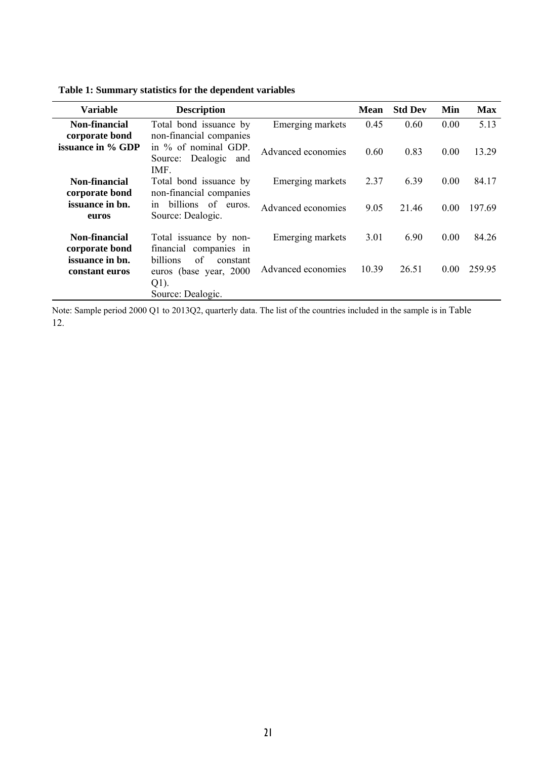**Table 1: Summary statistics for the dependent variables**

| Variable | Description | | Mean | Std Dev | Min | Max |
|---|---|---|---|---|---|---|
| **Non-financial corporate bond issuance in % GDP** | Total bond issuance by non-financial companies in % of nominal GDP. Source: Dealogic and IMF. | Emerging markets | 0.45 | 0.60 | 0.00 | 5.13 |
| | | Advanced economies | 0.60 | 0.83 | 0.00 | 13.29 |
| **Non-financial corporate bond issuance in bn. euros** | Total bond issuance by non-financial companies in billions of euros. Source: Dealogic. | Emerging markets | 2.37 | 6.39 | 0.00 | 84.17 |
| | | Advanced economies | 9.05 | 21.46 | 0.00 | 197.69 |
| **Non-financial corporate bond issuance in bn. constant euros** | Total issuance by non-financial companies in billions of constant euros (base year, 2000 Q1). Source: Dealogic. | Emerging markets | 3.01 | 6.90 | 0.00 | 84.26 |
| | | Advanced economies | 10.39 | 26.51 | 0.00 | 259.95 |

Note: Sample period 2000 Q1 to 2013Q2, quarterly data. The list of the countries included in the sample is in Table 12.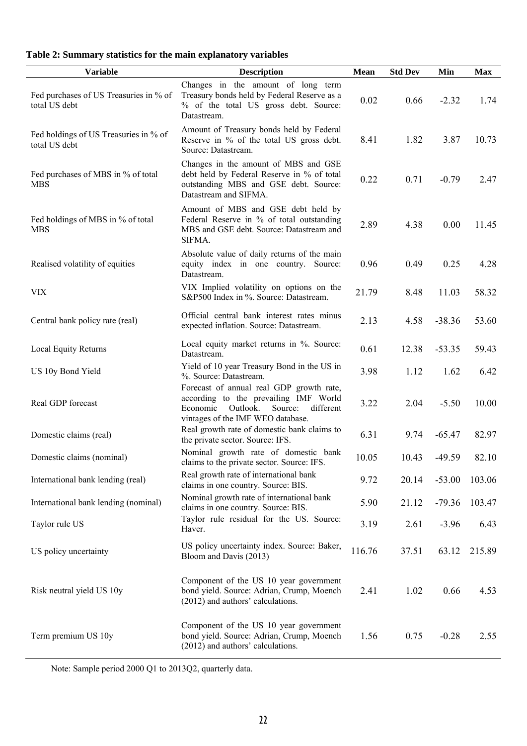**Table 2: Summary statistics for the main explanatory variables**

| Variable | Description | Mean | Std Dev | Min | Max |
|---|---|---|---|---|---|
| Fed purchases of US Treasuries in % of total US debt | Changes in the amount of long term Treasury bonds held by Federal Reserve as a % of the total US gross debt. Source: Datastream. | 0.02 | 0.66 | -2.32 | 1.74 |
| Fed holdings of US Treasuries in % of total US debt | Amount of Treasury bonds held by Federal Reserve in % of the total US gross debt. Source: Datastream. | 8.41 | 1.82 | 3.87 | 10.73 |
| Fed purchases of MBS in % of total MBS | Changes in the amount of MBS and GSE debt held by Federal Reserve in % of total outstanding MBS and GSE debt. Source: Datastream and SIFMA. | 0.22 | 0.71 | -0.79 | 2.47 |
| Fed holdings of MBS in % of total MBS | Amount of MBS and GSE debt held by Federal Reserve in % of total outstanding MBS and GSE debt. Source: Datastream and SIFMA. | 2.89 | 4.38 | 0.00 | 11.45 |
| Realised volatility of equities | Absolute value of daily returns of the main equity index in one country. Source: Datastream. | 0.96 | 0.49 | 0.25 | 4.28 |
| VIX | VIX Implied volatility on options on the S&P500 Index in %. Source: Datastream. | 21.79 | 8.48 | 11.03 | 58.32 |
| Central bank policy rate (real) | Official central bank interest rates minus expected inflation. Source: Datastream. | 2.13 | 4.58 | -38.36 | 53.60 |
| Local Equity Returns | Local equity market returns in %. Source: Datastream. | 0.61 | 12.38 | -53.35 | 59.43 |
| US 10y Bond Yield | Yield of 10 year Treasury Bond in the US in %. Source: Datastream. | 3.98 | 1.12 | 1.62 | 6.42 |
| Real GDP forecast | Forecast of annual real GDP growth rate, according to the prevailing IMF World Economic Outlook. Source: different vintages of the IMF WEO database. | 3.22 | 2.04 | -5.50 | 10.00 |
| Domestic claims (real) | Real growth rate of domestic bank claims to the private sector. Source: IFS. | 6.31 | 9.74 | -65.47 | 82.97 |
| Domestic claims (nominal) | Nominal growth rate of domestic bank claims to the private sector. Source: IFS. | 10.05 | 10.43 | -49.59 | 82.10 |
| International bank lending (real) | Real growth rate of international bank claims in one country. Source: BIS. | 9.72 | 20.14 | -53.00 | 103.06 |
| International bank lending (nominal) | Nominal growth rate of international bank claims in one country. Source: BIS. | 5.90 | 21.12 | -79.36 | 103.47 |
| Taylor rule US | Taylor rule residual for the US. Source: Haver. | 3.19 | 2.61 | -3.96 | 6.43 |
| US policy uncertainty | US policy uncertainty index. Source: Baker, Bloom and Davis (2013) | 116.76 | 37.51 | 63.12 | 215.89 |
| Risk neutral yield US 10y | Component of the US 10 year government bond yield. Source: Adrian, Crump, Moench (2012) and authors' calculations. | 2.41 | 1.02 | 0.66 | 4.53 |
| Term premium US 10y | Component of the US 10 year government bond yield. Source: Adrian, Crump, Moench (2012) and authors' calculations. | 1.56 | 0.75 | -0.28 | 2.55 |

Note: Sample period 2000 Q1 to 2013Q2, quarterly data.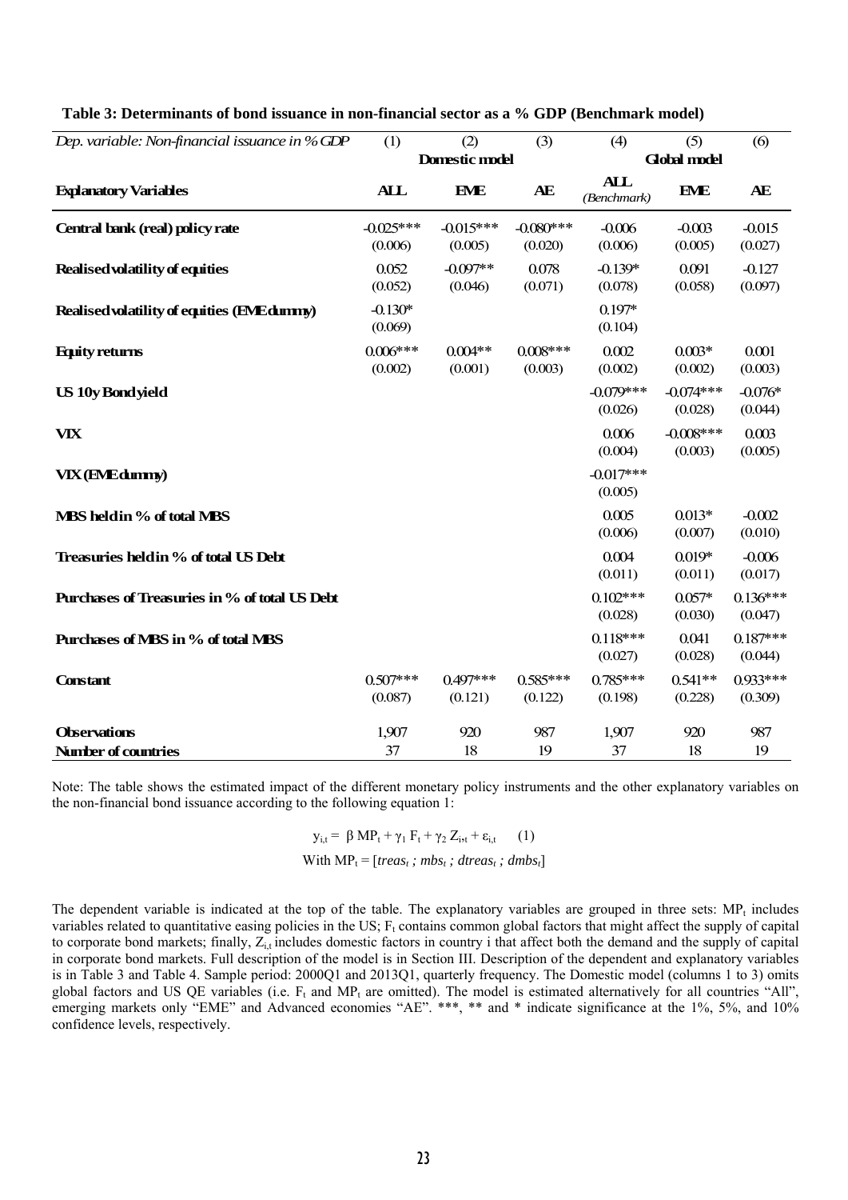**Table 3: Determinants of bond issuance in non-financial sector as a % GDP (Benchmark model)**

| *Dep. variable: Non-financial issuance in % GDP* | (1) | (2) | (3) | (4) | (5) | (6) |
|---|---|---|---|---|---|---|
| | | **Domestic model** | | | **Global model** | |
| **Explanatory Variables** | **ALL** | **EME** | **AE** | **ALL** *(Benchmark)* | **EME** | **AE** |
| **Central bank (real) policy rate** | -0.025*** | -0.015*** | -0.080*** | -0.006 | -0.003 | -0.015 |
| | (0.006) | (0.005) | (0.020) | (0.006) | (0.005) | (0.027) |
| **Realised volatility of equities** | 0.052 | -0.097** | 0.078 | -0.139* | 0.091 | -0.127 |
| | (0.052) | (0.046) | (0.071) | (0.078) | (0.058) | (0.097) |
| **Realised volatility of equities (EME dummy)** | -0.130* | | | 0.197* | | |
| | (0.069) | | | (0.104) | | |
| **Equity returns** | 0.006*** | 0.004** | 0.008*** | 0.002 | 0.003* | 0.001 |
| | (0.002) | (0.001) | (0.003) | (0.002) | (0.002) | (0.003) |
| **US 10y Bond yield** | | | | -0.079*** | -0.074*** | -0.076* |
| | | | | (0.026) | (0.028) | (0.044) |
| **VIX** | | | | 0.006 | -0.008*** | 0.003 |
| | | | | (0.004) | (0.003) | (0.005) |
| **VIX (EME dummy)** | | | | -0.017*** | | |
| | | | | (0.005) | | |
| **MBS held in % of total MBS** | | | | 0.005 | 0.013* | -0.002 |
| | | | | (0.006) | (0.007) | (0.010) |
| **Treasuries held in % of total US Debt** | | | | 0.004 | 0.019* | -0.006 |
| | | | | (0.011) | (0.011) | (0.017) |
| **Purchases of Treasuries in % of total US Debt** | | | | 0.102*** | 0.057* | 0.136*** |
| | | | | (0.028) | (0.030) | (0.047) |
| **Purchases of MBS in % of total MBS** | | | | 0.118*** | 0.041 | 0.187*** |
| | | | | (0.027) | (0.028) | (0.044) |
| **Constant** | 0.507*** | 0.497*** | 0.585*** | 0.785*** | 0.541** | 0.933*** |
| | (0.087) | (0.121) | (0.122) | (0.198) | (0.228) | (0.309) |
| **Observations** | 1,907 | 920 | 987 | 1,907 | 920 | 987 |
| **Number of countries** | 37 | 18 | 19 | 37 | 18 | 19 |

Note: The table shows the estimated impact of the different monetary policy instruments and the other explanatory variables on the non-financial bond issuance according to the following equation 1:

$$y_{i,t} = \beta\, MP_t + \gamma_1 F_t + \gamma_2 Z_{i,t} + \varepsilon_{i,t} \qquad (1)$$

$$\text{With } MP_t = [treas_t\ ;\ mbs_t\ ;\ dtreas_t\ ;\ dmbs_t]$$

The dependent variable is indicated at the top of the table. The explanatory variables are grouped in three sets: $MP_t$ includes variables related to quantitative easing policies in the US; $F_t$ contains common global factors that might affect the supply of capital to corporate bond markets; finally, $Z_{i,t}$ includes domestic factors in country i that affect both the demand and the supply of capital in corporate bond markets. Full description of the model is in Section III. Description of the dependent and explanatory variables is in Table 3 and Table 4. Sample period: 2000Q1 and 2013Q1, quarterly frequency. The Domestic model (columns 1 to 3) omits global factors and US QE variables (i.e. $F_t$ and $MP_t$ are omitted). The model is estimated alternatively for all countries "All", emerging markets only "EME" and Advanced economies "AE". ***, ** and * indicate significance at the 1%, 5%, and 10% confidence levels, respectively.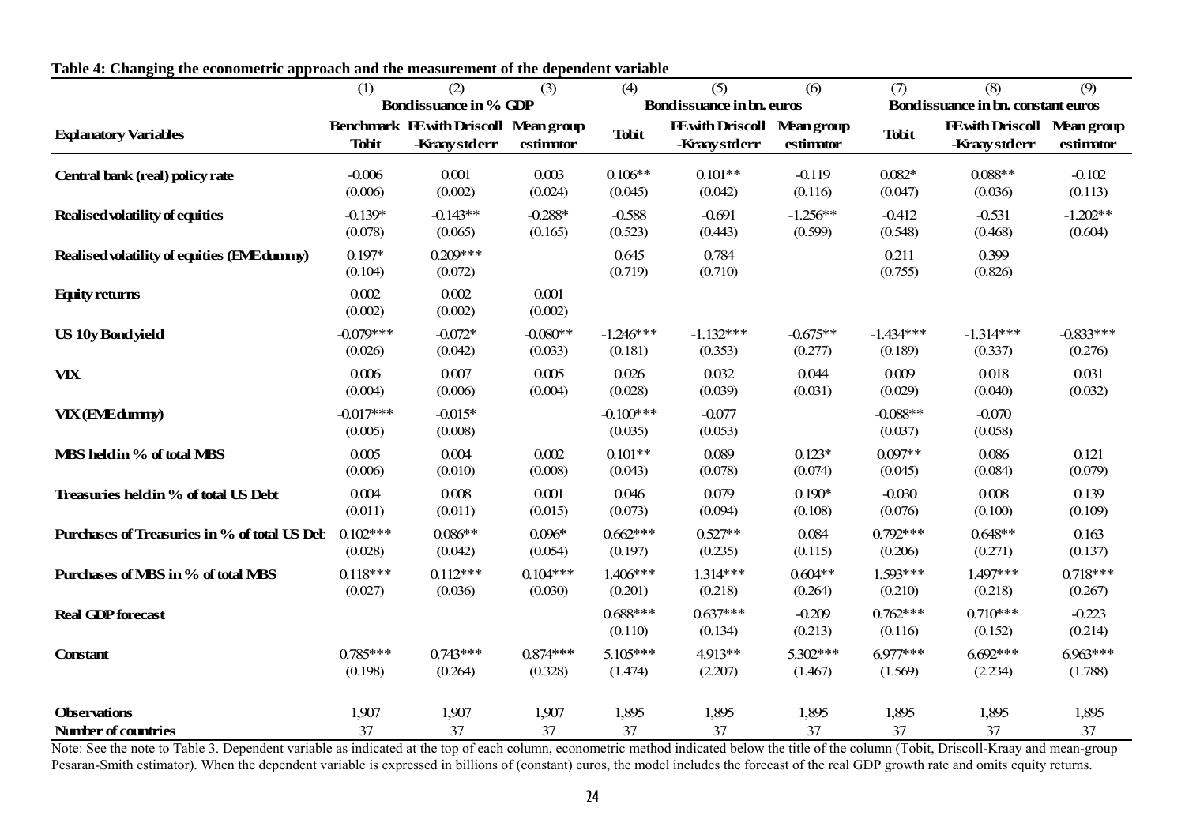**Table 4: Changing the econometric approach and the measurement of the dependent variable**

| | (1) | (2) | (3) | (4) | (5) | (6) | (7) | (8) | (9) |
|---|---|---|---|---|---|---|---|---|---|
| | Bond issuance in % GDP | | | Bond issuance in bn. euros | | | Bond issuance in bn. constant euros | | |
| **Explanatory Variables** | Benchmark Tobit | FE with Driscoll -Kraay std err | Mean group estimator | Tobit | FE with Driscoll -Kraay std err | Mean group estimator | Tobit | FE with Driscoll -Kraay std err | Mean group estimator |
| **Central bank (real) policy rate** | -0.006 | 0.001 | 0.003 | 0.106** | 0.101** | -0.119 | 0.082* | 0.088** | -0.102 |
| | (0.006) | (0.002) | (0.024) | (0.045) | (0.042) | (0.116) | (0.047) | (0.036) | (0.113) |
| **Realised volatility of equities** | -0.139* | -0.143** | -0.288* | -0.588 | -0.691 | -1.256** | -0.412 | -0.531 | -1.202** |
| | (0.078) | (0.065) | (0.165) | (0.523) | (0.443) | (0.599) | (0.548) | (0.468) | (0.604) |
| **Realised volatility of equities (EME dummy)** | 0.197* | 0.209*** | | 0.645 | 0.784 | | 0.211 | 0.399 | |
| | (0.104) | (0.072) | | (0.719) | (0.710) | | (0.755) | (0.826) | |
| **Equity returns** | 0.002 | 0.002 | 0.001 | | | | | | |
| | (0.002) | (0.002) | (0.002) | | | | | | |
| **US 10y Bond yield** | -0.079*** | -0.072* | -0.080** | -1.246*** | -1.132*** | -0.675** | -1.434*** | -1.314*** | -0.833*** |
| | (0.026) | (0.042) | (0.033) | (0.181) | (0.353) | (0.277) | (0.189) | (0.337) | (0.276) |
| **VIX** | 0.006 | 0.007 | 0.005 | 0.026 | 0.032 | 0.044 | 0.009 | 0.018 | 0.031 |
| | (0.004) | (0.006) | (0.004) | (0.028) | (0.039) | (0.031) | (0.029) | (0.040) | (0.032) |
| **VIX (EME dummy)** | -0.017*** | -0.015* | | -0.100*** | -0.077 | | -0.088** | -0.070 | |
| | (0.005) | (0.008) | | (0.035) | (0.053) | | (0.037) | (0.058) | |
| **MBS held in % of total MBS** | 0.005 | 0.004 | 0.002 | 0.101** | 0.089 | 0.123* | 0.097** | 0.086 | 0.121 |
| | (0.006) | (0.010) | (0.008) | (0.043) | (0.078) | (0.074) | (0.045) | (0.084) | (0.079) |
| **Treasuries held in % of total US Debt** | 0.004 | 0.008 | 0.001 | 0.046 | 0.079 | 0.190* | -0.030 | 0.008 | 0.139 |
| | (0.011) | (0.011) | (0.015) | (0.073) | (0.094) | (0.108) | (0.076) | (0.100) | (0.109) |
| **Purchases of Treasuries in % of total US Debt** | 0.102*** | 0.086** | 0.096* | 0.662*** | 0.527** | 0.084 | 0.792*** | 0.648** | 0.163 |
| | (0.028) | (0.042) | (0.054) | (0.197) | (0.235) | (0.115) | (0.206) | (0.271) | (0.137) |
| **Purchases of MBS in % of total MBS** | 0.118*** | 0.112*** | 0.104*** | 1.406*** | 1.314*** | 0.604** | 1.593*** | 1.497*** | 0.718*** |
| | (0.027) | (0.036) | (0.030) | (0.201) | (0.218) | (0.264) | (0.210) | (0.218) | (0.267) |
| **Real GDP forecast** | | | | 0.688*** | 0.637*** | -0.209 | 0.762*** | 0.710*** | -0.223 |
| | | | | (0.110) | (0.134) | (0.213) | (0.116) | (0.152) | (0.214) |
| **Constant** | 0.785*** | 0.743*** | 0.874*** | 5.105*** | 4.913** | 5.302*** | 6.977*** | 6.692*** | 6.963*** |
| | (0.198) | (0.264) | (0.328) | (1.474) | (2.207) | (1.467) | (1.569) | (2.234) | (1.788) |
| **Observations** | 1,907 | 1,907 | 1,907 | 1,895 | 1,895 | 1,895 | 1,895 | 1,895 | 1,895 |
| **Number of countries** | 37 | 37 | 37 | 37 | 37 | 37 | 37 | 37 | 37 |

Note: See the note to Table 3. Dependent variable as indicated at the top of each column, econometric method indicated below the title of the column (Tobit, Driscoll-Kraay and mean-group Pesaran-Smith estimator). When the dependent variable is expressed in billions of (constant) euros, the model includes the forecast of the real GDP growth rate and omits equity returns.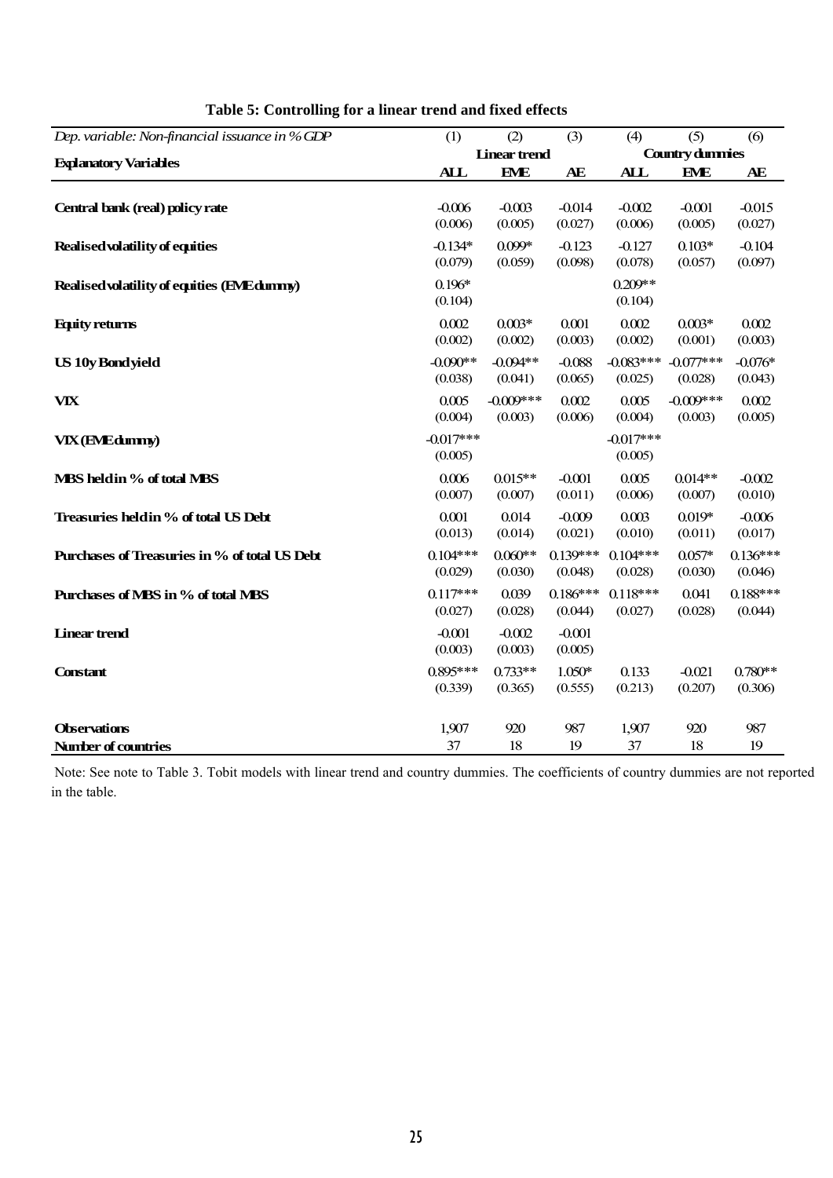**Table 5: Controlling for a linear trend and fixed effects**

| *Dep. variable: Non-financial issuance in % GDP* | (1) | (2) | (3) | (4) | (5) | (6) |
|---|---|---|---|---|---|---|
| **Explanatory Variables** | **Linear trend** | | | **Country dummies** | | |
| | **ALL** | **EME** | **AE** | **ALL** | **EME** | **AE** |
| **Central bank (real) policy rate** | -0.006 | -0.003 | -0.014 | -0.002 | -0.001 | -0.015 |
| | (0.006) | (0.005) | (0.027) | (0.006) | (0.005) | (0.027) |
| **Realised volatility of equities** | -0.134* | 0.099* | -0.123 | -0.127 | 0.103* | -0.104 |
| | (0.079) | (0.059) | (0.098) | (0.078) | (0.057) | (0.097) |
| **Realised volatility of equities (EME dummy)** | 0.196* | | | 0.209** | | |
| | (0.104) | | | (0.104) | | |
| **Equity returns** | 0.002 | 0.003* | 0.001 | 0.002 | 0.003* | 0.002 |
| | (0.002) | (0.002) | (0.003) | (0.002) | (0.001) | (0.003) |
| **US 10y Bond yield** | -0.090** | -0.094** | -0.088 | -0.083*** | -0.077*** | -0.076* |
| | (0.038) | (0.041) | (0.065) | (0.025) | (0.028) | (0.043) |
| **VIX** | 0.005 | -0.009*** | 0.002 | 0.005 | -0.009*** | 0.002 |
| | (0.004) | (0.003) | (0.006) | (0.004) | (0.003) | (0.005) |
| **VIX (EME dummy)** | -0.017*** | | | -0.017*** | | |
| | (0.005) | | | (0.005) | | |
| **MBS held in % of total MBS** | 0.006 | 0.015** | -0.001 | 0.005 | 0.014** | -0.002 |
| | (0.007) | (0.007) | (0.011) | (0.006) | (0.007) | (0.010) |
| **Treasuries held in % of total US Debt** | 0.001 | 0.014 | -0.009 | 0.003 | 0.019* | -0.006 |
| | (0.013) | (0.014) | (0.021) | (0.010) | (0.011) | (0.017) |
| **Purchases of Treasuries in % of total US Debt** | 0.104*** | 0.060** | 0.139*** | 0.104*** | 0.057* | 0.136*** |
| | (0.029) | (0.030) | (0.048) | (0.028) | (0.030) | (0.046) |
| **Purchases of MBS in % of total MBS** | 0.117*** | 0.039 | 0.186*** | 0.118*** | 0.041 | 0.188*** |
| | (0.027) | (0.028) | (0.044) | (0.027) | (0.028) | (0.044) |
| **Linear trend** | -0.001 | -0.002 | -0.001 | | | |
| | (0.003) | (0.003) | (0.005) | | | |
| **Constant** | 0.895*** | 0.733** | 1.050* | 0.133 | -0.021 | 0.780** |
| | (0.339) | (0.365) | (0.555) | (0.213) | (0.207) | (0.306) |
| **Observations** | 1,907 | 920 | 987 | 1,907 | 920 | 987 |
| **Number of countries** | 37 | 18 | 19 | 37 | 18 | 19 |

Note: See note to Table 3. Tobit models with linear trend and country dummies. The coefficients of country dummies are not reported in the table.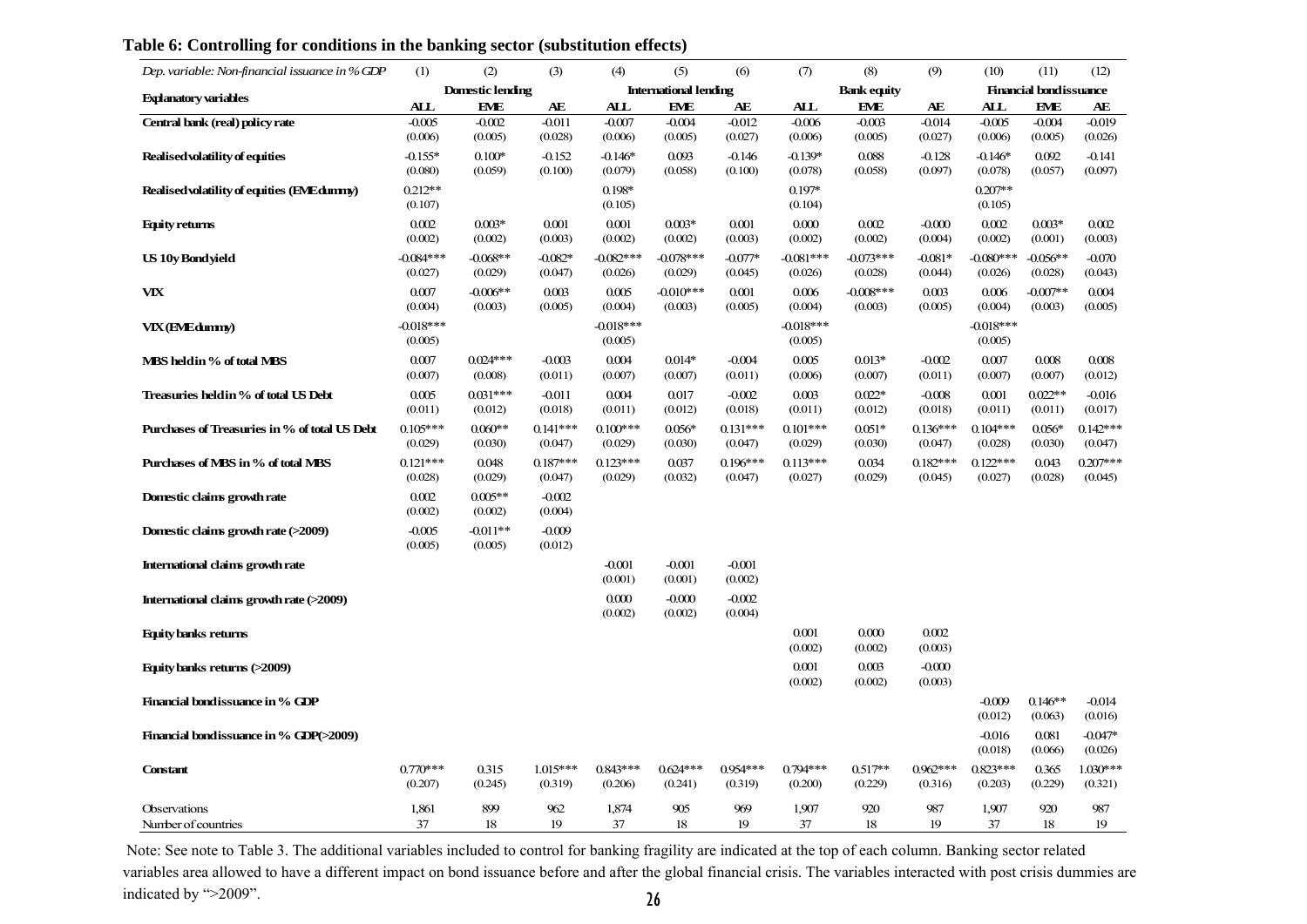**Table 6: Controlling for conditions in the banking sector (substitution effects)**

| *Dep. variable: Non-financial issuance in % GDP* | (1) | (2) | (3) | (4) | (5) | (6) | (7) | (8) | (9) | (10) | (11) | (12) |
|---|---|---|---|---|---|---|---|---|---|---|---|---|
| **Explanatory variables** | **Domestic lending** | | | **International lending** | | | **Bank equity** | | | **Financial bond issuance** | | |
| | **ALL** | **EME** | **AE** | **ALL** | **EME** | **AE** | **ALL** | **EME** | **AE** | **ALL** | **EME** | **AE** |
| **Central bank (real) policy rate** | -0.005 | -0.002 | -0.011 | -0.007 | -0.004 | -0.012 | -0.006 | -0.003 | -0.014 | -0.005 | -0.004 | -0.019 |
| | (0.006) | (0.005) | (0.028) | (0.006) | (0.005) | (0.027) | (0.006) | (0.005) | (0.027) | (0.006) | (0.005) | (0.026) |
| **Realised volatility of equities** | -0.155* | 0.100* | -0.152 | -0.146* | 0.093 | -0.146 | -0.139* | 0.088 | -0.128 | -0.146* | 0.092 | -0.141 |
| | (0.080) | (0.059) | (0.100) | (0.079) | (0.058) | (0.100) | (0.078) | (0.058) | (0.097) | (0.078) | (0.057) | (0.097) |
| **Realised volatility of equities (EME dummy)** | 0.212** | | | 0.198* | | | 0.197* | | | 0.207** | | |
| | (0.107) | | | (0.105) | | | (0.104) | | | (0.105) | | |
| **Equity returns** | 0.002 | 0.003* | 0.001 | 0.001 | 0.003* | 0.001 | 0.000 | 0.002 | -0.000 | 0.002 | 0.003* | 0.002 |
| | (0.002) | (0.002) | (0.003) | (0.002) | (0.002) | (0.003) | (0.002) | (0.002) | (0.004) | (0.002) | (0.001) | (0.003) |
| **US 10y Bond yield** | -0.084*** | -0.068** | -0.082* | -0.082*** | -0.078*** | -0.077* | -0.081*** | -0.073*** | -0.081* | -0.080*** | -0.056** | -0.070 |
| | (0.027) | (0.029) | (0.047) | (0.026) | (0.029) | (0.045) | (0.026) | (0.028) | (0.044) | (0.026) | (0.028) | (0.043) |
| **VIX** | 0.007 | -0.006** | 0.003 | 0.005 | -0.010*** | 0.001 | 0.006 | -0.008*** | 0.003 | 0.006 | -0.007** | 0.004 |
| | (0.004) | (0.003) | (0.005) | (0.004) | (0.003) | (0.005) | (0.004) | (0.003) | (0.005) | (0.004) | (0.003) | (0.005) |
| **VIX (EME dummy)** | -0.018*** | | | -0.018*** | | | -0.018*** | | | -0.018*** | | |
| | (0.005) | | | (0.005) | | | (0.005) | | | (0.005) | | |
| **MBS held in % of total MBS** | 0.007 | 0.024*** | -0.003 | 0.004 | 0.014* | -0.004 | 0.005 | 0.013* | -0.002 | 0.007 | 0.008 | 0.008 |
| | (0.007) | (0.008) | (0.011) | (0.007) | (0.007) | (0.011) | (0.006) | (0.007) | (0.011) | (0.007) | (0.007) | (0.012) |
| **Treasuries held in % of total US Debt** | 0.005 | 0.031*** | -0.011 | 0.004 | 0.017 | -0.002 | 0.003 | 0.022* | -0.008 | 0.001 | 0.022** | -0.016 |
| | (0.011) | (0.012) | (0.018) | (0.011) | (0.012) | (0.018) | (0.011) | (0.012) | (0.018) | (0.011) | (0.011) | (0.017) |
| **Purchases of Treasuries in % of total US Debt** | 0.105*** | 0.060** | 0.141*** | 0.100*** | 0.056* | 0.131*** | 0.101*** | 0.051* | 0.136*** | 0.104*** | 0.056* | 0.142*** |
| | (0.029) | (0.030) | (0.047) | (0.029) | (0.030) | (0.047) | (0.029) | (0.030) | (0.047) | (0.028) | (0.030) | (0.047) |
| **Purchases of MBS in % of total MBS** | 0.121*** | 0.048 | 0.187*** | 0.123*** | 0.037 | 0.196*** | 0.113*** | 0.034 | 0.182*** | 0.122*** | 0.043 | 0.207*** |
| | (0.028) | (0.029) | (0.047) | (0.029) | (0.032) | (0.047) | (0.027) | (0.029) | (0.045) | (0.027) | (0.028) | (0.045) |
| **Domestic claims growth rate** | 0.002 | 0.005** | -0.002 | | | | | | | | | |
| | (0.002) | (0.002) | (0.004) | | | | | | | | | |
| **Domestic claims growth rate (>2009)** | -0.005 | -0.011** | -0.009 | | | | | | | | | |
| | (0.005) | (0.005) | (0.012) | | | | | | | | | |
| **International claims growth rate** | | | | -0.001 | -0.001 | -0.001 | | | | | | |
| | | | | (0.001) | (0.001) | (0.002) | | | | | | |
| **International claims growth rate (>2009)** | | | | 0.000 | -0.000 | -0.002 | | | | | | |
| | | | | (0.002) | (0.002) | (0.004) | | | | | | |
| **Equity banks returns** | | | | | | | 0.001 | 0.000 | 0.002 | | | |
| | | | | | | | (0.002) | (0.002) | (0.003) | | | |
| **Equity banks returns (>2009)** | | | | | | | 0.001 | 0.003 | -0.000 | | | |
| | | | | | | | (0.002) | (0.002) | (0.003) | | | |
| **Financial bond issuance in % GDP** | | | | | | | | | | -0.009 | 0.146** | -0.014 |
| | | | | | | | | | | (0.012) | (0.063) | (0.016) |
| **Financial bond issuance in % GDP(>2009)** | | | | | | | | | | -0.016 | 0.081 | -0.047* |
| | | | | | | | | | | (0.018) | (0.066) | (0.026) |
| **Constant** | 0.770*** | 0.315 | 1.015*** | 0.843*** | 0.624*** | 0.954*** | 0.794*** | 0.517** | 0.962*** | 0.823*** | 0.365 | 1.030*** |
| | (0.207) | (0.245) | (0.319) | (0.206) | (0.241) | (0.319) | (0.200) | (0.229) | (0.316) | (0.203) | (0.229) | (0.321) |
| Observations | 1,861 | 899 | 962 | 1,874 | 905 | 969 | 1,907 | 920 | 987 | 1,907 | 920 | 987 |
| Number of countries | 37 | 18 | 19 | 37 | 18 | 19 | 37 | 18 | 19 | 37 | 18 | 19 |

Note: See note to Table 3. The additional variables included to control for banking fragility are indicated at the top of each column. Banking sector related variables area allowed to have a different impact on bond issuance before and after the global financial crisis. The variables interacted with post crisis dummies are indicated by ">2009".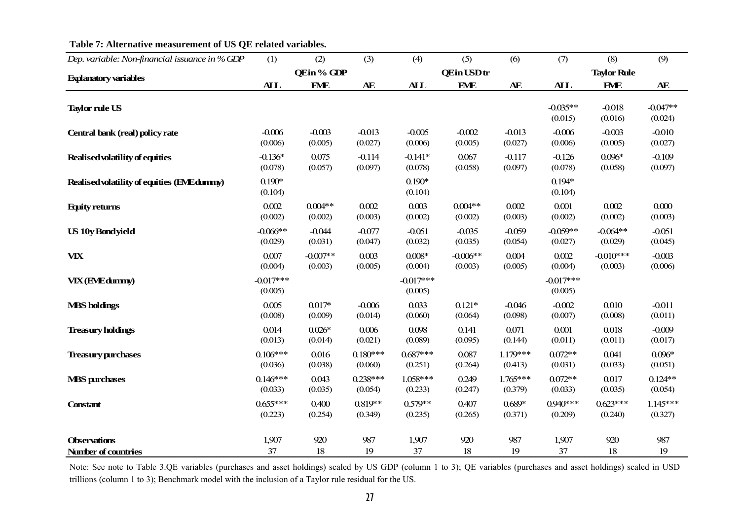**Table 7: Alternative measurement of US QE related variables.**

| *Dep. variable: Non-financial issuance in % GDP* | (1) | (2) | (3) | (4) | (5) | (6) | (7) | (8) | (9) |
|---|---|---|---|---|---|---|---|---|---|
| **Explanatory variables** | **QE in % GDP** | | | **QE in USD tr** | | | **Taylor Rule** | | |
| | **ALL** | **EME** | **AE** | **ALL** | **EME** | **AE** | **ALL** | **EME** | **AE** |
| **Taylor rule US** | | | | | | | -0.035** | -0.018 | -0.047** |
| | | | | | | | (0.015) | (0.016) | (0.024) |
| **Central bank (real) policy rate** | -0.006 | -0.003 | -0.013 | -0.005 | -0.002 | -0.013 | -0.006 | -0.003 | -0.010 |
| | (0.006) | (0.005) | (0.027) | (0.006) | (0.005) | (0.027) | (0.006) | (0.005) | (0.027) |
| **Realised volatility of equities** | -0.136* | 0.075 | -0.114 | -0.141* | 0.067 | -0.117 | -0.126 | 0.096* | -0.109 |
| | (0.078) | (0.057) | (0.097) | (0.078) | (0.058) | (0.097) | (0.078) | (0.058) | (0.097) |
| **Realised volatility of equities (EME dummy)** | 0.190* | | | 0.190* | | | 0.194* | | |
| | (0.104) | | | (0.104) | | | (0.104) | | |
| **Equity returns** | 0.002 | 0.004** | 0.002 | 0.003 | 0.004** | 0.002 | 0.001 | 0.002 | 0.000 |
| | (0.002) | (0.002) | (0.003) | (0.002) | (0.002) | (0.003) | (0.002) | (0.002) | (0.003) |
| **US 10y Bond yield** | -0.066** | -0.044 | -0.077 | -0.051 | -0.035 | -0.059 | -0.059** | -0.064** | -0.051 |
| | (0.029) | (0.031) | (0.047) | (0.032) | (0.035) | (0.054) | (0.027) | (0.029) | (0.045) |
| **VIX** | 0.007 | -0.007** | 0.003 | 0.008* | -0.006** | 0.004 | 0.002 | -0.010*** | -0.003 |
| | (0.004) | (0.003) | (0.005) | (0.004) | (0.003) | (0.005) | (0.004) | (0.003) | (0.006) |
| **VIX (EME dummy)** | -0.017*** | | | -0.017*** | | | -0.017*** | | |
| | (0.005) | | | (0.005) | | | (0.005) | | |
| **MBS holdings** | 0.005 | 0.017* | -0.006 | 0.033 | 0.121* | -0.046 | -0.002 | 0.010 | -0.011 |
| | (0.008) | (0.009) | (0.014) | (0.060) | (0.064) | (0.098) | (0.007) | (0.008) | (0.011) |
| **Treasury holdings** | 0.014 | 0.026* | 0.006 | 0.098 | 0.141 | 0.071 | 0.001 | 0.018 | -0.009 |
| | (0.013) | (0.014) | (0.021) | (0.089) | (0.095) | (0.144) | (0.011) | (0.011) | (0.017) |
| **Treasury purchases** | 0.106*** | 0.016 | 0.180*** | 0.687*** | 0.087 | 1.179*** | 0.072** | 0.041 | 0.096* |
| | (0.036) | (0.038) | (0.060) | (0.251) | (0.264) | (0.413) | (0.031) | (0.033) | (0.051) |
| **MBS purchases** | 0.146*** | 0.043 | 0.238*** | 1.058*** | 0.249 | 1.765*** | 0.072** | 0.017 | 0.124** |
| | (0.033) | (0.035) | (0.054) | (0.233) | (0.247) | (0.379) | (0.033) | (0.035) | (0.054) |
| **Constant** | 0.655*** | 0.400 | 0.819** | 0.579** | 0.407 | 0.689* | 0.940*** | 0.623*** | 1.145*** |
| | (0.223) | (0.254) | (0.349) | (0.235) | (0.265) | (0.371) | (0.209) | (0.240) | (0.327) |
| **Observations** | 1,907 | 920 | 987 | 1,907 | 920 | 987 | 1,907 | 920 | 987 |
| **Number of countries** | 37 | 18 | 19 | 37 | 18 | 19 | 37 | 18 | 19 |

Note: See note to Table 3.QE variables (purchases and asset holdings) scaled by US GDP (column 1 to 3); QE variables (purchases and asset holdings) scaled in USD trillions (column 1 to 3); Benchmark model with the inclusion of a Taylor rule residual for the US.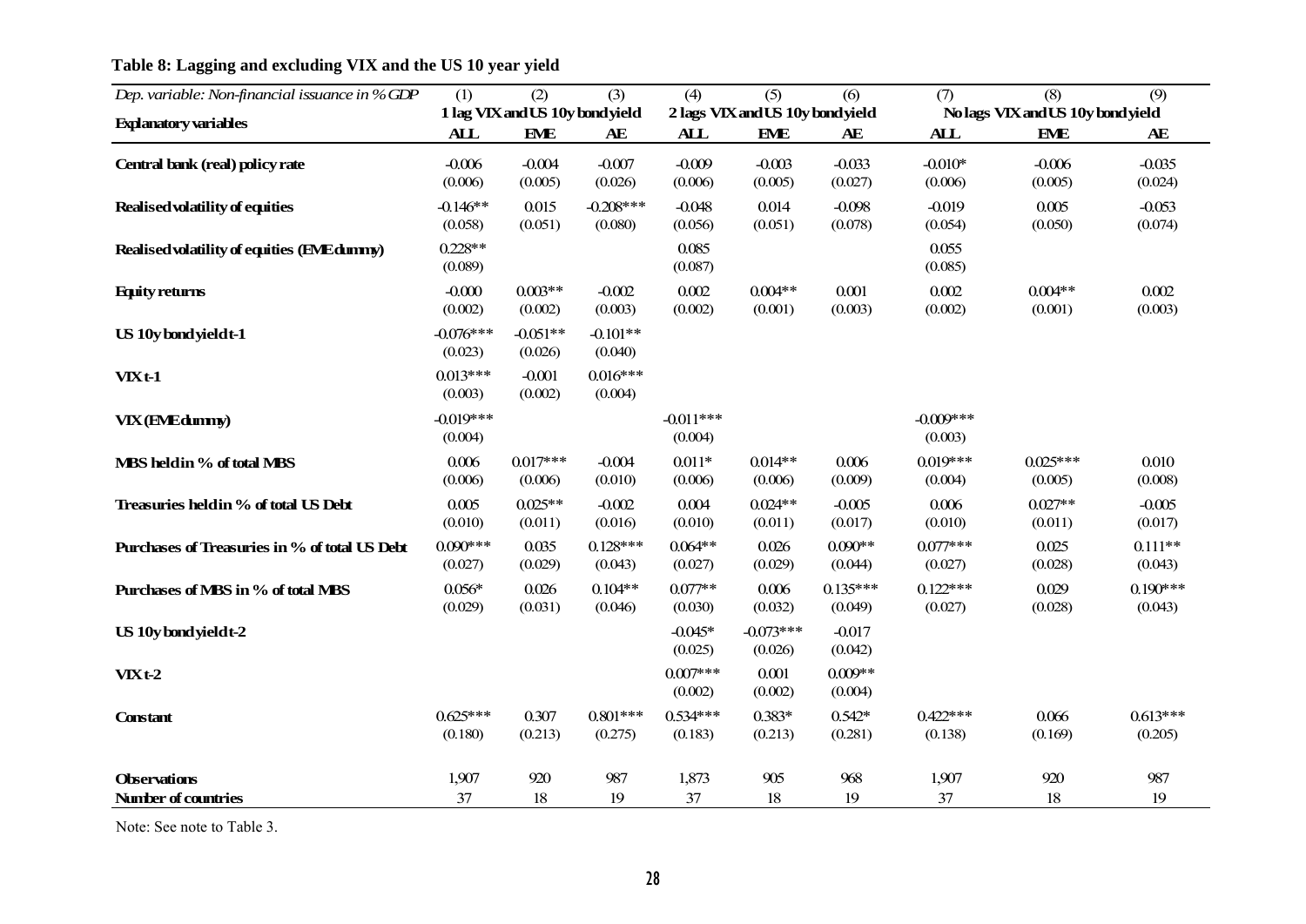**Table 8: Lagging and excluding VIX and the US 10 year yield**

| *Dep. variable: Non-financial issuance in % GDP* | (1) | (2) | (3) | (4) | (5) | (6) | (7) | (8) | (9) |
|---|---|---|---|---|---|---|---|---|---|
| **Explanatory variables** | 1 lag VIX and US 10y bond yield | | | 2 lags VIX and US 10y bond yield | | | No lags VIX and US 10y bond yield | | |
| | **ALL** | **EME** | **AE** | **ALL** | **EME** | **AE** | **ALL** | **EME** | **AE** |
| **Central bank (real) policy rate** | -0.006 | -0.004 | -0.007 | -0.009 | -0.003 | -0.033 | -0.010* | -0.006 | -0.035 |
| | (0.006) | (0.005) | (0.026) | (0.006) | (0.005) | (0.027) | (0.006) | (0.005) | (0.024) |
| **Realised volatility of equities** | -0.146** | 0.015 | -0.208*** | -0.048 | 0.014 | -0.098 | -0.019 | 0.005 | -0.053 |
| | (0.058) | (0.051) | (0.080) | (0.056) | (0.051) | (0.078) | (0.054) | (0.050) | (0.074) |
| **Realised volatility of equities (EME dummy)** | 0.228** | | | 0.085 | | | 0.055 | | |
| | (0.089) | | | (0.087) | | | (0.085) | | |
| **Equity returns** | -0.000 | 0.003** | -0.002 | 0.002 | 0.004** | 0.001 | 0.002 | 0.004** | 0.002 |
| | (0.002) | (0.002) | (0.003) | (0.002) | (0.001) | (0.003) | (0.002) | (0.001) | (0.003) |
| **US 10y bond yield t-1** | -0.076*** | -0.051** | -0.101** | | | | | | |
| | (0.023) | (0.026) | (0.040) | | | | | | |
| **VIX t-1** | 0.013*** | -0.001 | 0.016*** | | | | | | |
| | (0.003) | (0.002) | (0.004) | | | | | | |
| **VIX (EME dummy)** | -0.019*** | | | -0.011*** | | | -0.009*** | | |
| | (0.004) | | | (0.004) | | | (0.003) | | |
| **MBS held in % of total MBS** | 0.006 | 0.017*** | -0.004 | 0.011* | 0.014** | 0.006 | 0.019*** | 0.025*** | 0.010 |
| | (0.006) | (0.006) | (0.010) | (0.006) | (0.006) | (0.009) | (0.004) | (0.005) | (0.008) |
| **Treasuries held in % of total US Debt** | 0.005 | 0.025** | -0.002 | 0.004 | 0.024** | -0.005 | 0.006 | 0.027** | -0.005 |
| | (0.010) | (0.011) | (0.016) | (0.010) | (0.011) | (0.017) | (0.010) | (0.011) | (0.017) |
| **Purchases of Treasuries in % of total US Debt** | 0.090*** | 0.035 | 0.128*** | 0.064** | 0.026 | 0.090** | 0.077*** | 0.025 | 0.111** |
| | (0.027) | (0.029) | (0.043) | (0.027) | (0.029) | (0.044) | (0.027) | (0.028) | (0.043) |
| **Purchases of MBS in % of total MBS** | 0.056* | 0.026 | 0.104** | 0.077** | 0.006 | 0.135*** | 0.122*** | 0.029 | 0.190*** |
| | (0.029) | (0.031) | (0.046) | (0.030) | (0.032) | (0.049) | (0.027) | (0.028) | (0.043) |
| **US 10y bond yield t-2** | | | | -0.045* | -0.073*** | -0.017 | | | |
| | | | | (0.025) | (0.026) | (0.042) | | | |
| **VIX t-2** | | | | 0.007*** | 0.001 | 0.009** | | | |
| | | | | (0.002) | (0.002) | (0.004) | | | |
| **Constant** | 0.625*** | 0.307 | 0.801*** | 0.534*** | 0.383* | 0.542* | 0.422*** | 0.066 | 0.613*** |
| | (0.180) | (0.213) | (0.275) | (0.183) | (0.213) | (0.281) | (0.138) | (0.169) | (0.205) |
| **Observations** | 1,907 | 920 | 987 | 1,873 | 905 | 968 | 1,907 | 920 | 987 |
| **Number of countries** | 37 | 18 | 19 | 37 | 18 | 19 | 37 | 18 | 19 |

Note: See note to Table 3.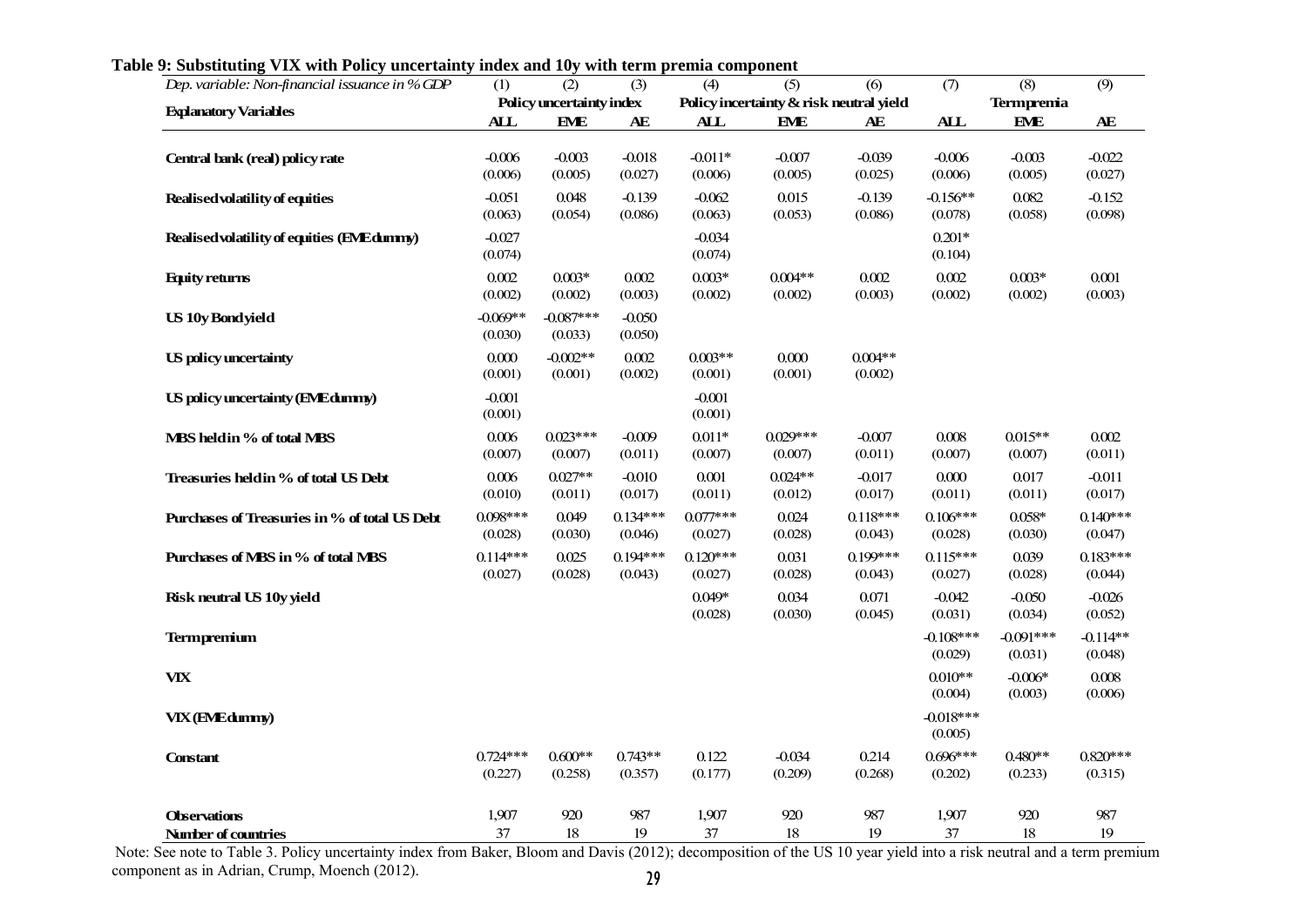**Table 9: Substituting VIX with Policy uncertainty index and 10y with term premia component**

| *Dep. variable: Non-financial issuance in % GDP* | (1) | (2) | (3) | (4) | (5) | (6) | (7) | (8) | (9) |
|---|---|---|---|---|---|---|---|---|---|
| **Explanatory Variables** | **Policy uncertainty index** | | | **Policy incertainty & risk neutral yield** | | | **Term premia** | | |
| | **ALL** | **EME** | **AE** | **ALL** | **EME** | **AE** | **ALL** | **EME** | **AE** |
| **Central bank (real) policy rate** | -0.006 | -0.003 | -0.018 | -0.011* | -0.007 | -0.039 | -0.006 | -0.003 | -0.022 |
| | (0.006) | (0.005) | (0.027) | (0.006) | (0.005) | (0.025) | (0.006) | (0.005) | (0.027) |
| **Realised volatility of equities** | -0.051 | 0.048 | -0.139 | -0.062 | 0.015 | -0.139 | -0.156** | 0.082 | -0.152 |
| | (0.063) | (0.054) | (0.086) | (0.063) | (0.053) | (0.086) | (0.078) | (0.058) | (0.098) |
| **Realised volatility of equities (EME dummy)** | -0.027 | | | -0.034 | | | 0.201* | | |
| | (0.074) | | | (0.074) | | | (0.104) | | |
| **Equity returns** | 0.002 | 0.003* | 0.002 | 0.003* | 0.004** | 0.002 | 0.002 | 0.003* | 0.001 |
| | (0.002) | (0.002) | (0.003) | (0.002) | (0.002) | (0.003) | (0.002) | (0.002) | (0.003) |
| **US 10y Bond yield** | -0.069** | -0.087*** | -0.050 | | | | | | |
| | (0.030) | (0.033) | (0.050) | | | | | | |
| **US policy uncertainty** | 0.000 | -0.002** | 0.002 | 0.003** | 0.000 | 0.004** | | | |
| | (0.001) | (0.001) | (0.002) | (0.001) | (0.001) | (0.002) | | | |
| **US policy uncertainty (EME dummy)** | -0.001 | | | -0.001 | | | | | |
| | (0.001) | | | (0.001) | | | | | |
| **MBS held in % of total MBS** | 0.006 | 0.023*** | -0.009 | 0.011* | 0.029*** | -0.007 | 0.008 | 0.015** | 0.002 |
| | (0.007) | (0.007) | (0.011) | (0.007) | (0.007) | (0.011) | (0.007) | (0.007) | (0.011) |
| **Treasuries held in % of total US Debt** | 0.006 | 0.027** | -0.010 | 0.001 | 0.024** | -0.017 | 0.000 | 0.017 | -0.011 |
| | (0.010) | (0.011) | (0.017) | (0.011) | (0.012) | (0.017) | (0.011) | (0.011) | (0.017) |
| **Purchases of Treasuries in % of total US Debt** | 0.098*** | 0.049 | 0.134*** | 0.077*** | 0.024 | 0.118*** | 0.106*** | 0.058* | 0.140*** |
| | (0.028) | (0.030) | (0.046) | (0.027) | (0.028) | (0.043) | (0.028) | (0.030) | (0.047) |
| **Purchases of MBS in % of total MBS** | 0.114*** | 0.025 | 0.194*** | 0.120*** | 0.031 | 0.199*** | 0.115*** | 0.039 | 0.183*** |
| | (0.027) | (0.028) | (0.043) | (0.027) | (0.028) | (0.043) | (0.027) | (0.028) | (0.044) |
| **Risk neutral US 10y yield** | | | | 0.049* | 0.034 | 0.071 | -0.042 | -0.050 | -0.026 |
| | | | | (0.028) | (0.030) | (0.045) | (0.031) | (0.034) | (0.052) |
| **Term premium** | | | | | | | -0.108*** | -0.091*** | -0.114** |
| | | | | | | | (0.029) | (0.031) | (0.048) |
| **VIX** | | | | | | | 0.010** | -0.006* | 0.008 |
| | | | | | | | (0.004) | (0.003) | (0.006) |
| **VIX (EME dummy)** | | | | | | | -0.018*** | | |
| | | | | | | | (0.005) | | |
| **Constant** | 0.724*** | 0.600** | 0.743** | 0.122 | -0.034 | 0.214 | 0.696*** | 0.480** | 0.820*** |
| | (0.227) | (0.258) | (0.357) | (0.177) | (0.209) | (0.268) | (0.202) | (0.233) | (0.315) |
| **Observations** | 1,907 | 920 | 987 | 1,907 | 920 | 987 | 1,907 | 920 | 987 |
| **Number of countries** | 37 | 18 | 19 | 37 | 18 | 19 | 37 | 18 | 19 |

Note: See note to Table 3. Policy uncertainty index from Baker, Bloom and Davis (2012); decomposition of the US 10 year yield into a risk neutral and a term premium component as in Adrian, Crump, Moench (2012).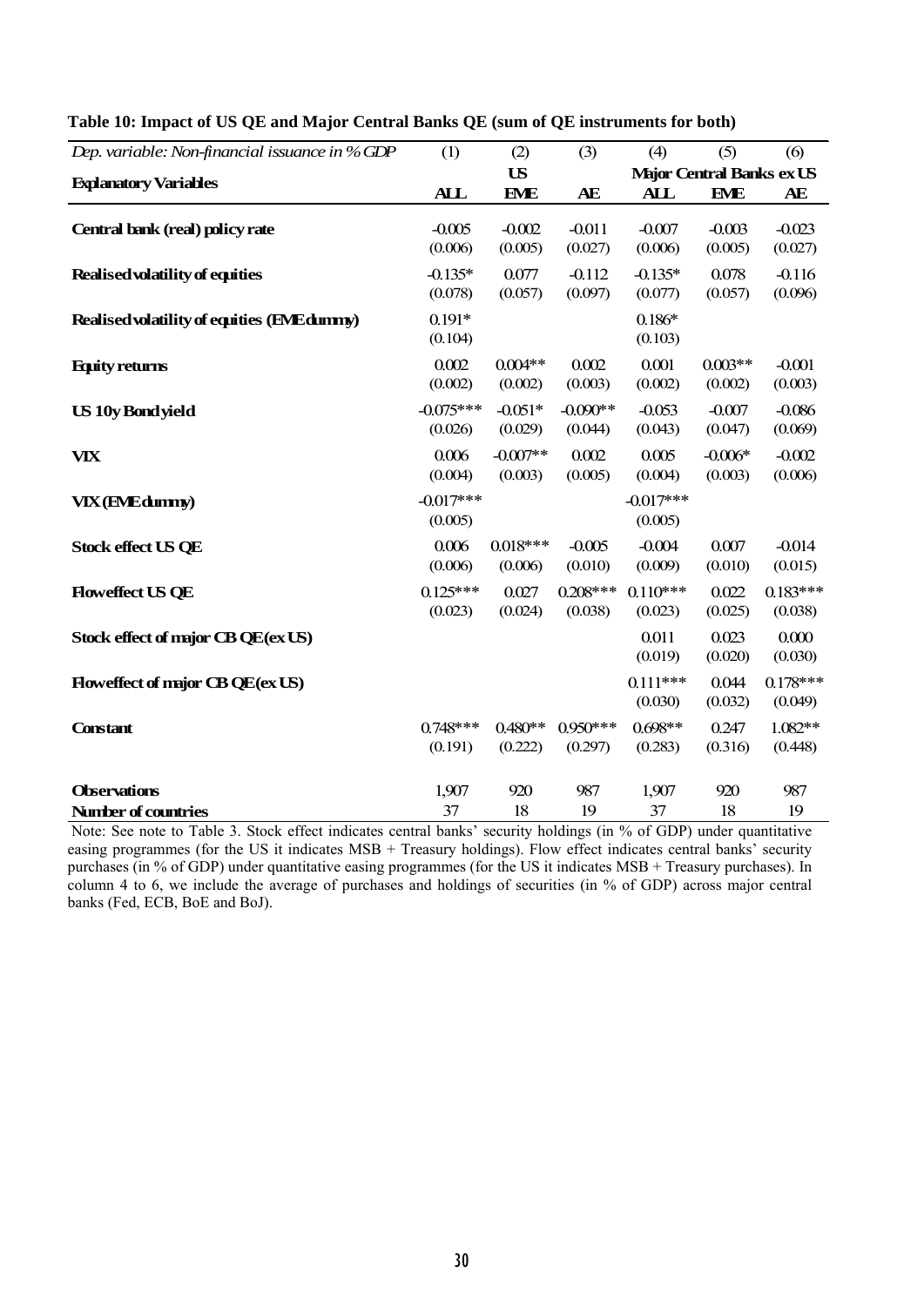**Table 10: Impact of US QE and Major Central Banks QE (sum of QE instruments for both)**

| *Dep. variable: Non-financial issuance in % GDP* | (1) | (2) | (3) | (4) | (5) | (6) |
|---|---|---|---|---|---|---|
| **Explanatory Variables** | | **US** | | **Major Central Banks ex US** | | |
| | **ALL** | **EME** | **AE** | **ALL** | **EME** | **AE** |
| **Central bank (real) policy rate** | -0.005 | -0.002 | -0.011 | -0.007 | -0.003 | -0.023 |
| | (0.006) | (0.005) | (0.027) | (0.006) | (0.005) | (0.027) |
| **Realised volatility of equities** | -0.135* | 0.077 | -0.112 | -0.135* | 0.078 | -0.116 |
| | (0.078) | (0.057) | (0.097) | (0.077) | (0.057) | (0.096) |
| **Realised volatility of equities (EME dummy)** | 0.191* | | | 0.186* | | |
| | (0.104) | | | (0.103) | | |
| **Equity returns** | 0.002 | 0.004** | 0.002 | 0.001 | 0.003** | -0.001 |
| | (0.002) | (0.002) | (0.003) | (0.002) | (0.002) | (0.003) |
| **US 10y Bond yield** | -0.075*** | -0.051* | -0.090** | -0.053 | -0.007 | -0.086 |
| | (0.026) | (0.029) | (0.044) | (0.043) | (0.047) | (0.069) |
| **VIX** | 0.006 | -0.007** | 0.002 | 0.005 | -0.006* | -0.002 |
| | (0.004) | (0.003) | (0.005) | (0.004) | (0.003) | (0.006) |
| **VIX (EME dummy)** | -0.017*** | | | -0.017*** | | |
| | (0.005) | | | (0.005) | | |
| **Stock effect US QE** | 0.006 | 0.018*** | -0.005 | -0.004 | 0.007 | -0.014 |
| | (0.006) | (0.006) | (0.010) | (0.009) | (0.010) | (0.015) |
| **Flow effect US QE** | 0.125*** | 0.027 | 0.208*** | 0.110*** | 0.022 | 0.183*** |
| | (0.023) | (0.024) | (0.038) | (0.023) | (0.025) | (0.038) |
| **Stock effect of major CB QE (ex US)** | | | | 0.011 | 0.023 | 0.000 |
| | | | | (0.019) | (0.020) | (0.030) |
| **Flow effect of major CB QE (ex US)** | | | | 0.111*** | 0.044 | 0.178*** |
| | | | | (0.030) | (0.032) | (0.049) |
| **Constant** | 0.748*** | 0.480** | 0.950*** | 0.698** | 0.247 | 1.082** |
| | (0.191) | (0.222) | (0.297) | (0.283) | (0.316) | (0.448) |
| **Observations** | 1,907 | 920 | 987 | 1,907 | 920 | 987 |
| **Number of countries** | 37 | 18 | 19 | 37 | 18 | 19 |

Note: See note to Table 3. Stock effect indicates central banks' security holdings (in % of GDP) under quantitative easing programmes (for the US it indicates MSB + Treasury holdings). Flow effect indicates central banks' security purchases (in % of GDP) under quantitative easing programmes (for the US it indicates MSB + Treasury purchases). In column 4 to 6, we include the average of purchases and holdings of securities (in % of GDP) across major central banks (Fed, ECB, BoE and BoJ).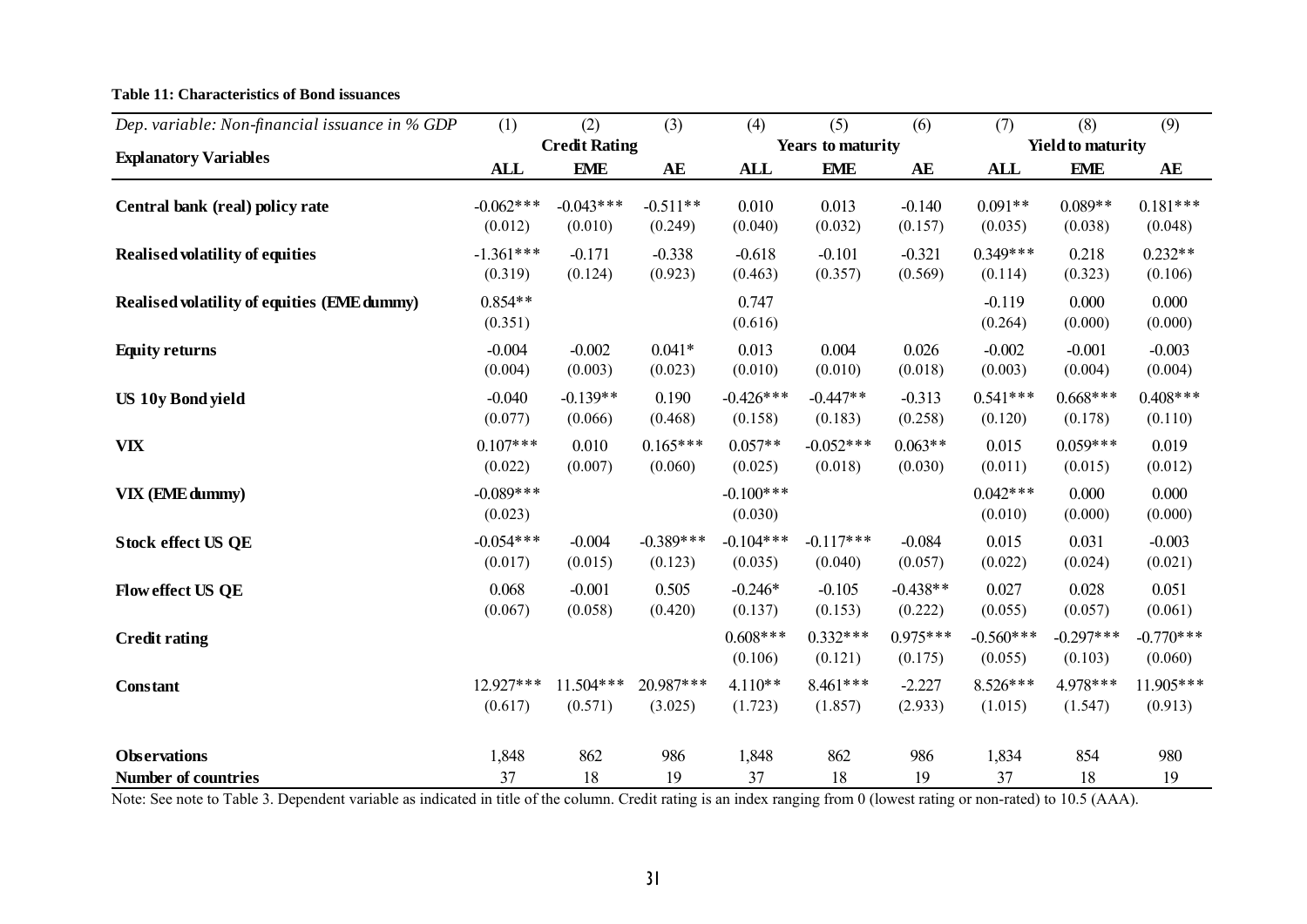**Table 11: Characteristics of Bond issuances**

| *Dep. variable: Non-financial issuance in % GDP* | (1) | (2) | (3) | (4) | (5) | (6) | (7) | (8) | (9) |
|---|---|---|---|---|---|---|---|---|---|
| | **Credit Rating** | | | **Years to maturity** | | | **Yield to maturity** | | |
| **Explanatory Variables** | **ALL** | **EME** | **AE** | **ALL** | **EME** | **AE** | **ALL** | **EME** | **AE** |
| **Central bank (real) policy rate** | -0.062*** | -0.043*** | -0.511** | 0.010 | 0.013 | -0.140 | 0.091** | 0.089** | 0.181*** |
| | (0.012) | (0.010) | (0.249) | (0.040) | (0.032) | (0.157) | (0.035) | (0.038) | (0.048) |
| **Realised volatility of equities** | -1.361*** | -0.171 | -0.338 | -0.618 | -0.101 | -0.321 | 0.349*** | 0.218 | 0.232** |
| | (0.319) | (0.124) | (0.923) | (0.463) | (0.357) | (0.569) | (0.114) | (0.323) | (0.106) |
| **Realised volatility of equities (EME dummy)** | 0.854** | | | 0.747 | | | -0.119 | 0.000 | 0.000 |
| | (0.351) | | | (0.616) | | | (0.264) | (0.000) | (0.000) |
| **Equity returns** | -0.004 | -0.002 | 0.041* | 0.013 | 0.004 | 0.026 | -0.002 | -0.001 | -0.003 |
| | (0.004) | (0.003) | (0.023) | (0.010) | (0.010) | (0.018) | (0.003) | (0.004) | (0.004) |
| **US 10y Bond yield** | -0.040 | -0.139** | 0.190 | -0.426*** | -0.447** | -0.313 | 0.541*** | 0.668*** | 0.408*** |
| | (0.077) | (0.066) | (0.468) | (0.158) | (0.183) | (0.258) | (0.120) | (0.178) | (0.110) |
| **VIX** | 0.107*** | 0.010 | 0.165*** | 0.057** | -0.052*** | 0.063** | 0.015 | 0.059*** | 0.019 |
| | (0.022) | (0.007) | (0.060) | (0.025) | (0.018) | (0.030) | (0.011) | (0.015) | (0.012) |
| **VIX (EME dummy)** | -0.089*** | | | -0.100*** | | | 0.042*** | 0.000 | 0.000 |
| | (0.023) | | | (0.030) | | | (0.010) | (0.000) | (0.000) |
| **Stock effect US QE** | -0.054*** | -0.004 | -0.389*** | -0.104*** | -0.117*** | -0.084 | 0.015 | 0.031 | -0.003 |
| | (0.017) | (0.015) | (0.123) | (0.035) | (0.040) | (0.057) | (0.022) | (0.024) | (0.021) |
| **Flow effect US QE** | 0.068 | -0.001 | 0.505 | -0.246* | -0.105 | -0.438** | 0.027 | 0.028 | 0.051 |
| | (0.067) | (0.058) | (0.420) | (0.137) | (0.153) | (0.222) | (0.055) | (0.057) | (0.061) |
| **Credit rating** | | | | 0.608*** | 0.332*** | 0.975*** | -0.560*** | -0.297*** | -0.770*** |
| | | | | (0.106) | (0.121) | (0.175) | (0.055) | (0.103) | (0.060) |
| **Constant** | 12.927*** | 11.504*** | 20.987*** | 4.110** | 8.461*** | -2.227 | 8.526*** | 4.978*** | 11.905*** |
| | (0.617) | (0.571) | (3.025) | (1.723) | (1.857) | (2.933) | (1.015) | (1.547) | (0.913) |
| **Observations** | 1,848 | 862 | 986 | 1,848 | 862 | 986 | 1,834 | 854 | 980 |
| **Number of countries** | 37 | 18 | 19 | 37 | 18 | 19 | 37 | 18 | 19 |

Note: See note to Table 3. Dependent variable as indicated in title of the column. Credit rating is an index ranging from 0 (lowest rating or non-rated) to 10.5 (AAA).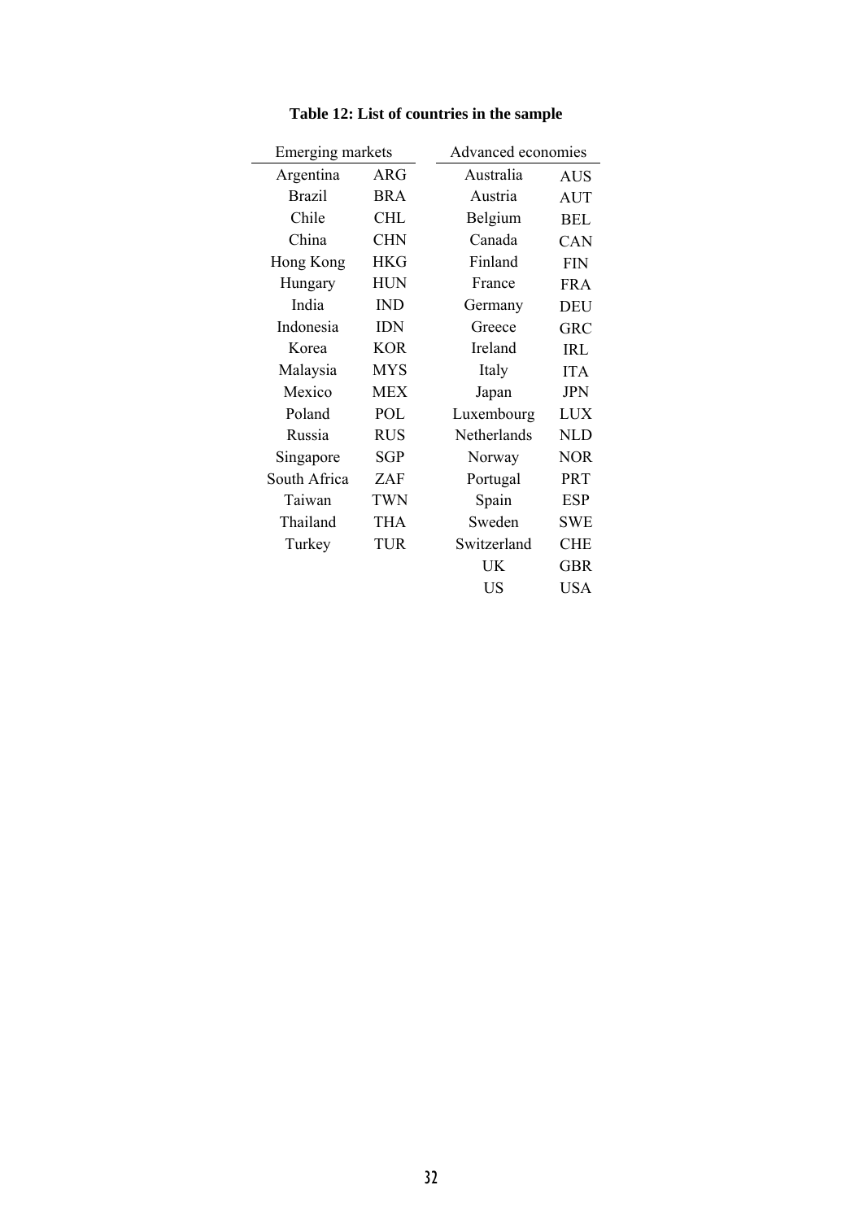**Table 12: List of countries in the sample**

| Emerging markets | | Advanced economies | |
|---|---|---|---|
| Argentina | ARG | Australia | AUS |
| Brazil | BRA | Austria | AUT |
| Chile | CHL | Belgium | BEL |
| China | CHN | Canada | CAN |
| Hong Kong | HKG | Finland | FIN |
| Hungary | HUN | France | FRA |
| India | IND | Germany | DEU |
| Indonesia | IDN | Greece | GRC |
| Korea | KOR | Ireland | IRL |
| Malaysia | MYS | Italy | ITA |
| Mexico | MEX | Japan | JPN |
| Poland | POL | Luxembourg | LUX |
| Russia | RUS | Netherlands | NLD |
| Singapore | SGP | Norway | NOR |
| South Africa | ZAF | Portugal | PRT |
| Taiwan | TWN | Spain | ESP |
| Thailand | THA | Sweden | SWE |
| Turkey | TUR | Switzerland | CHE |
| | | UK | GBR |
| | | US | USA |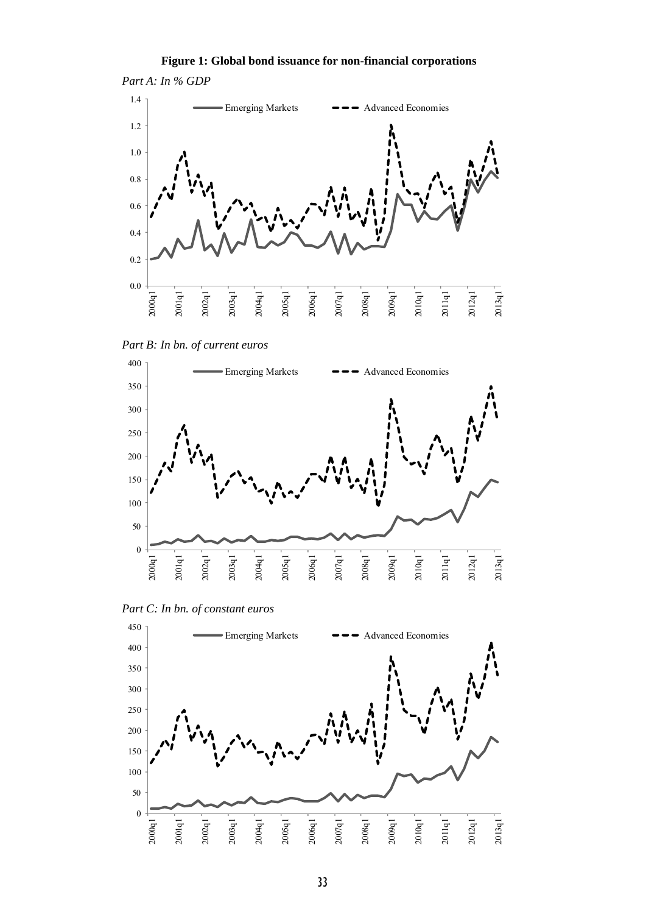**Figure 1: Global bond issuance for non-financial corporations**

*Part A: In % GDP*

*Part B: In bn. of current euros*

*Part C: In bn. of constant euros*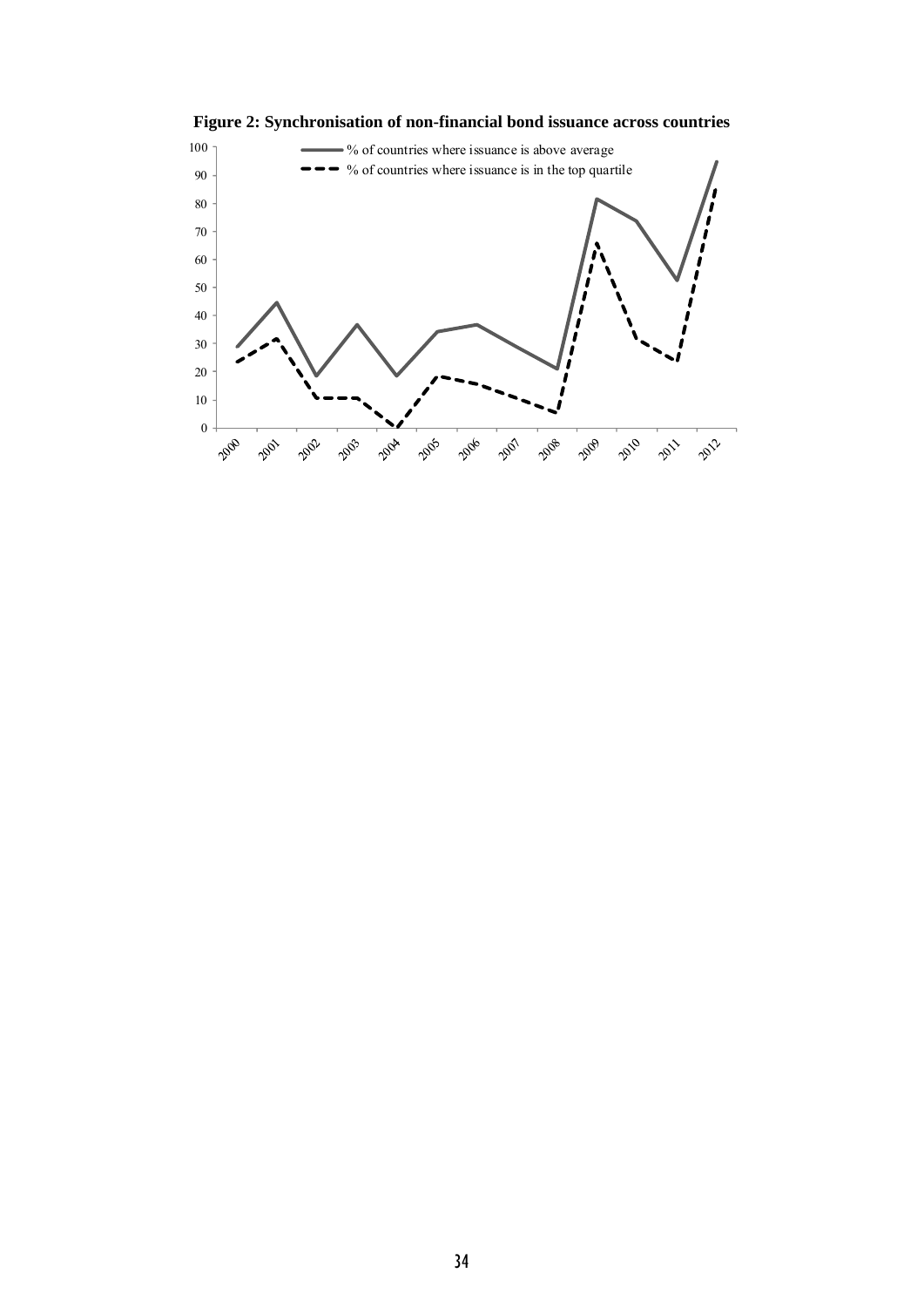**Figure 2: Synchronisation of non-financial bond issuance across countries**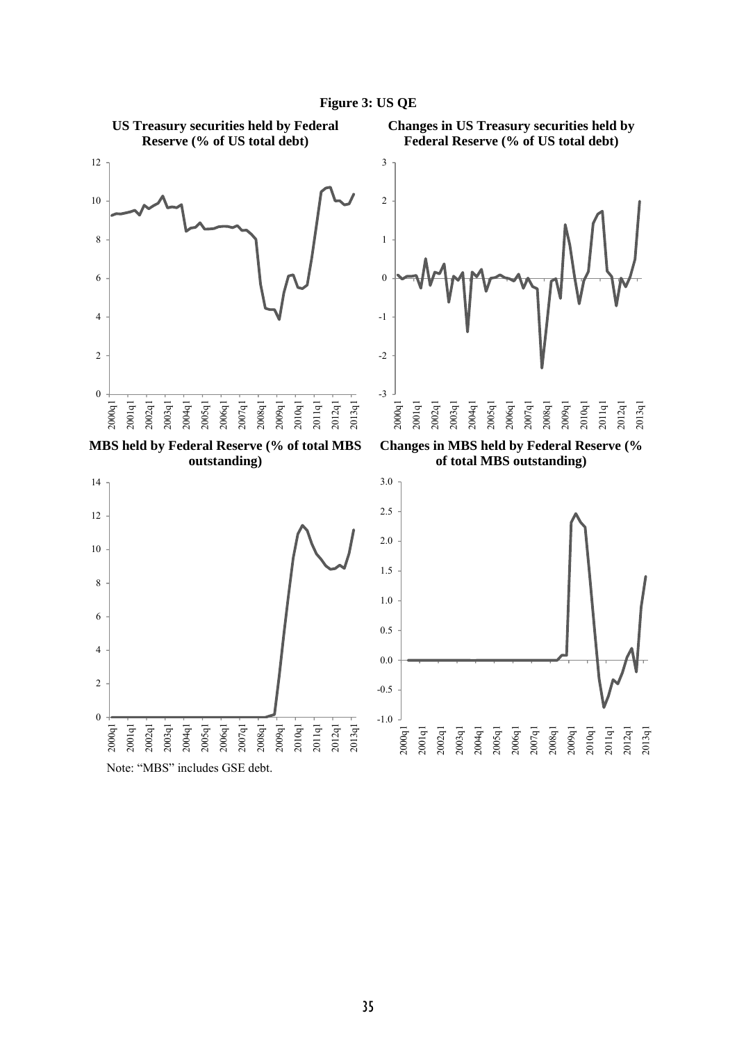**Figure 3: US QE**

**US Treasury securities held by Federal Reserve (% of US total debt)**

**Changes in US Treasury securities held by Federal Reserve (% of US total debt)**

**MBS held by Federal Reserve (% of total MBS outstanding)**

**Changes in MBS held by Federal Reserve (% of total MBS outstanding)**

Note: "MBS" includes GSE debt.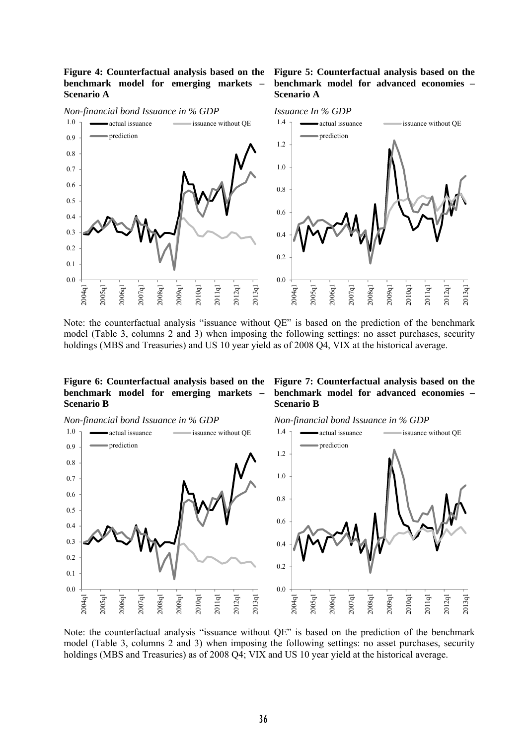**Figure 4: Counterfactual analysis based on the benchmark model for emerging markets – Scenario A**

*Non-financial bond Issuance in % GDP*

**Figure 5: Counterfactual analysis based on the benchmark model for advanced economies – Scenario A**

*Issuance In % GDP*

Note: the counterfactual analysis "issuance without QE" is based on the prediction of the benchmark model (Table 3, columns 2 and 3) when imposing the following settings: no asset purchases, security holdings (MBS and Treasuries) and US 10 year yield as of 2008 Q4, VIX at the historical average.

**Figure 6: Counterfactual analysis based on the benchmark model for emerging markets – Scenario B**

*Non-financial bond Issuance in % GDP*

**Figure 7: Counterfactual analysis based on the benchmark model for advanced economies – Scenario B**

*Non-financial bond Issuance in % GDP*

Note: the counterfactual analysis "issuance without QE" is based on the prediction of the benchmark model (Table 3, columns 2 and 3) when imposing the following settings: no asset purchases, security holdings (MBS and Treasuries) as of 2008 Q4; VIX and US 10 year yield at the historical average.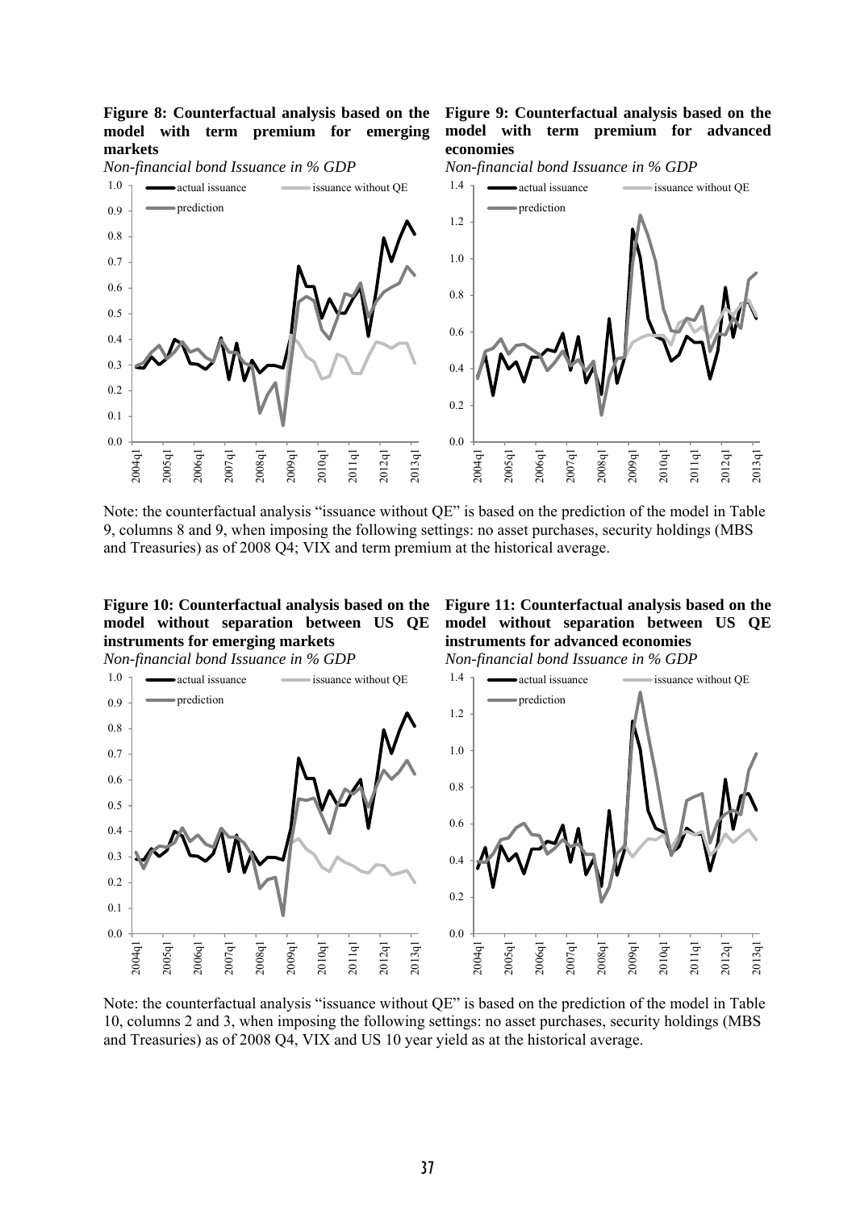**Figure 8: Counterfactual analysis based on the model with term premium for emerging markets**

*Non-financial bond Issuance in % GDP*

actual issuance
issuance without QE
prediction

1.0
0.9
0.8
0.7
0.6
0.5
0.4
0.3
0.2
0.1
0.0

2004q1 2005q1 2006q1 2007q1 2008q1 2009q1 2010q1 2011q1 2012q1 2013q1

**Figure 9: Counterfactual analysis based on the model with term premium for advanced economies**

*Non-financial bond Issuance in % GDP*

actual issuance
issuance without QE
prediction

1.4
1.2
1.0
0.8
0.6
0.4
0.2
0.0

2004q1 2005q1 2006q1 2007q1 2008q1 2009q1 2010q1 2011q1 2012q1 2013q1

Note: the counterfactual analysis "issuance without QE" is based on the prediction of the model in Table 9, columns 8 and 9, when imposing the following settings: no asset purchases, security holdings (MBS and Treasuries) as of 2008 Q4; VIX and term premium at the historical average.

**Figure 10: Counterfactual analysis based on the model without separation between US QE instruments for emerging markets**

*Non-financial bond Issuance in % GDP*

actual issuance
issuance without QE
prediction

1.0
0.9
0.8
0.7
0.6
0.5
0.4
0.3
0.2
0.1
0.0

2004q1 2005q1 2006q1 2007q1 2008q1 2009q1 2010q1 2011q1 2012q1 2013q1

**Figure 11: Counterfactual analysis based on the model without separation between US QE instruments for advanced economies**

*Non-financial bond Issuance in % GDP*

actual issuance
issuance without QE
prediction

1.4
1.2
1.0
0.8
0.6
0.4
0.2
0.0

2004q1 2005q1 2006q1 2007q1 2008q1 2009q1 2010q1 2011q1 2012q1 2013q1

Note: the counterfactual analysis "issuance without QE" is based on the prediction of the model in Table 10, columns 2 and 3, when imposing the following settings: no asset purchases, security holdings (MBS and Treasuries) as of 2008 Q4, VIX and US 10 year yield as at the historical average.